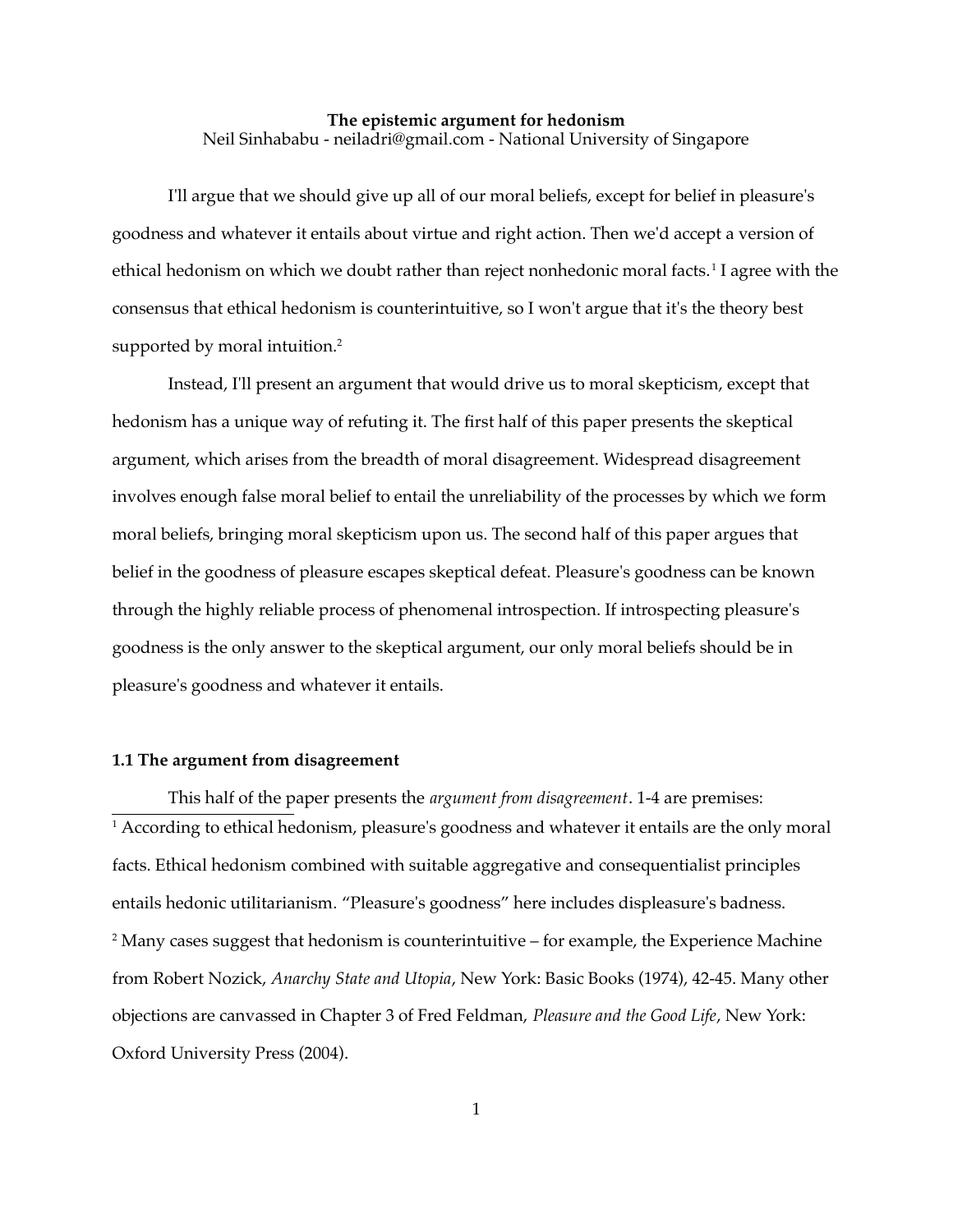**The epistemic argument for hedonism**

Neil Sinhababu - neiladri@gmail.com - National University of Singapore

I'll argue that we should give up all of our moral beliefs, except for belief in pleasure's goodness and whatever it entails about virtue and right action. Then we'd accept a version of ethical hedonism on which we doubt rather than reject nonhedonic moral facts.[1] I agree with the consensus that ethical hedonism is counterintuitive, so I won't argue that it's the theory best supported by moral intuition.[2]

Instead, I'll present an argument that would drive us to moral skepticism, except that hedonism has a unique way of refuting it. The first half of this paper presents the skeptical argument, which arises from the breadth of moral disagreement. Widespread disagreement involves enough false moral belief to entail the unreliability of the processes by which we form moral beliefs, bringing moral skepticism upon us. The second half of this paper argues that belief in the goodness of pleasure escapes skeptical defeat. Pleasure's goodness can be known through the highly reliable process of phenomenal introspection. If introspecting pleasure's goodness is the only answer to the skeptical argument, our only moral beliefs should be in pleasure's goodness and whatever it entails.

### 1.1 The argument from disagreement

This half of the paper presents the *argument from disagreement*. 1-4 are premises:

[1] According to ethical hedonism, pleasure's goodness and whatever it entails are the only moral facts. Ethical hedonism combined with suitable aggregative and consequentialist principles entails hedonic utilitarianism. "Pleasure's goodness" here includes displeasure's badness.

[2] Many cases suggest that hedonism is counterintuitive – for example, the Experience Machine from Robert Nozick, *Anarchy State and Utopia*, New York: Basic Books (1974), 42-45. Many other objections are canvassed in Chapter 3 of Fred Feldman, *Pleasure and the Good Life*, New York: Oxford University Press (2004).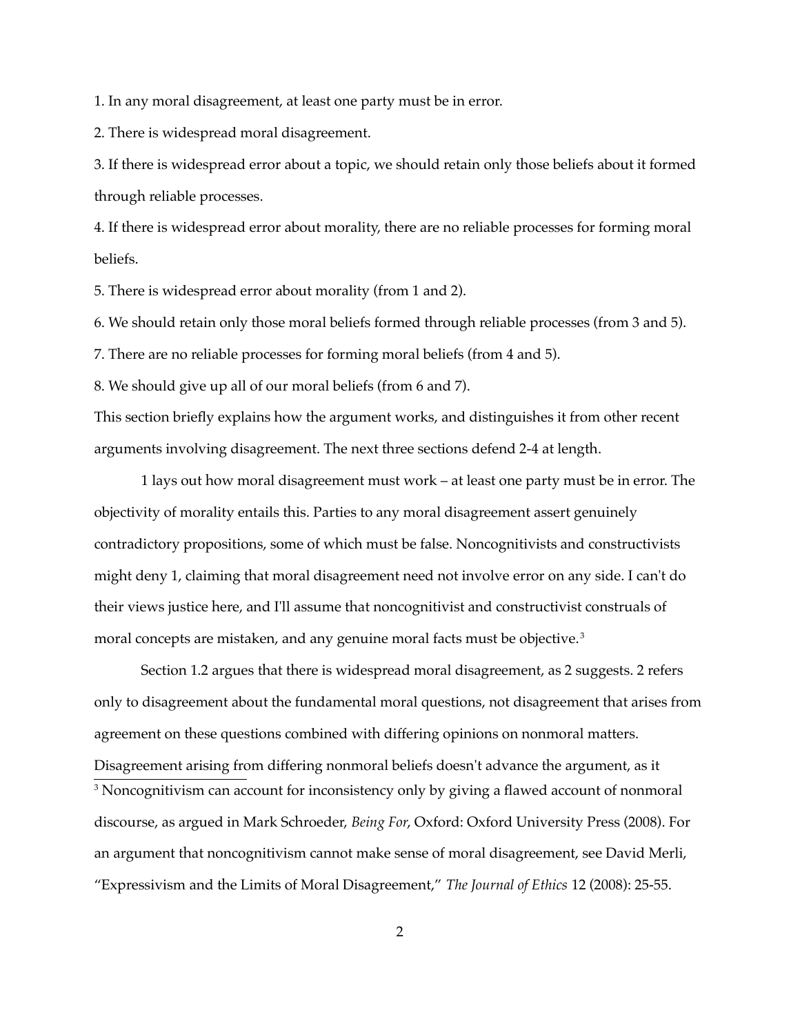1. In any moral disagreement, at least one party must be in error.

2. There is widespread moral disagreement.

3. If there is widespread error about a topic, we should retain only those beliefs about it formed through reliable processes.

4. If there is widespread error about morality, there are no reliable processes for forming moral beliefs.

5. There is widespread error about morality (from 1 and 2).

6. We should retain only those moral beliefs formed through reliable processes (from 3 and 5).

7. There are no reliable processes for forming moral beliefs (from 4 and 5).

8. We should give up all of our moral beliefs (from 6 and 7).

This section briefly explains how the argument works, and distinguishes it from other recent arguments involving disagreement. The next three sections defend 2-4 at length.

1 lays out how moral disagreement must work – at least one party must be in error. The objectivity of morality entails this. Parties to any moral disagreement assert genuinely contradictory propositions, some of which must be false. Noncognitivists and constructivists might deny 1, claiming that moral disagreement need not involve error on any side. I can't do their views justice here, and I'll assume that noncognitivist and constructivist construals of moral concepts are mistaken, and any genuine moral facts must be objective.[3]

Section 1.2 argues that there is widespread moral disagreement, as 2 suggests. 2 refers only to disagreement about the fundamental moral questions, not disagreement that arises from agreement on these questions combined with differing opinions on nonmoral matters. Disagreement arising from differing nonmoral beliefs doesn't advance the argument, as it

[3] Noncognitivism can account for inconsistency only by giving a flawed account of nonmoral discourse, as argued in Mark Schroeder, *Being For*, Oxford: Oxford University Press (2008). For an argument that noncognitivism cannot make sense of moral disagreement, see David Merli, "Expressivism and the Limits of Moral Disagreement," *The Journal of Ethics* 12 (2008): 25-55.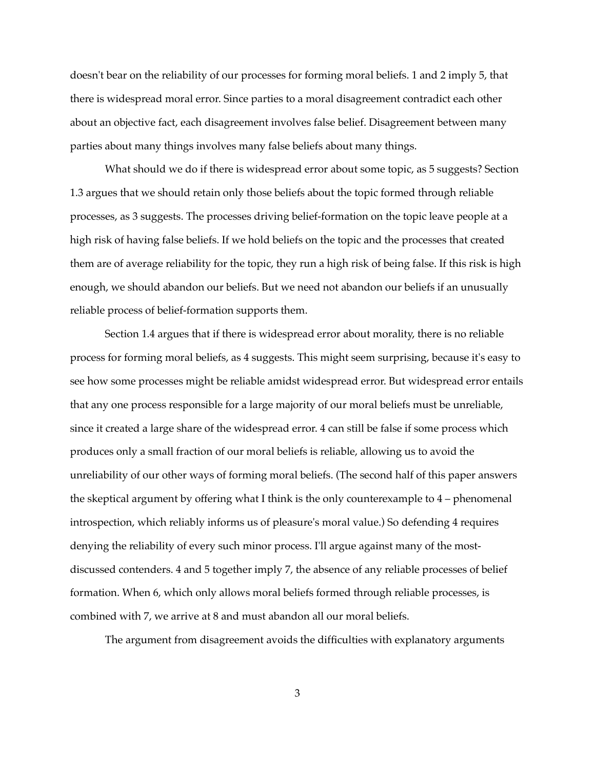doesn't bear on the reliability of our processes for forming moral beliefs. 1 and 2 imply 5, that there is widespread moral error. Since parties to a moral disagreement contradict each other about an objective fact, each disagreement involves false belief. Disagreement between many parties about many things involves many false beliefs about many things.

What should we do if there is widespread error about some topic, as 5 suggests? Section 1.3 argues that we should retain only those beliefs about the topic formed through reliable processes, as 3 suggests. The processes driving belief-formation on the topic leave people at a high risk of having false beliefs. If we hold beliefs on the topic and the processes that created them are of average reliability for the topic, they run a high risk of being false. If this risk is high enough, we should abandon our beliefs. But we need not abandon our beliefs if an unusually reliable process of belief-formation supports them.

Section 1.4 argues that if there is widespread error about morality, there is no reliable process for forming moral beliefs, as 4 suggests. This might seem surprising, because it's easy to see how some processes might be reliable amidst widespread error. But widespread error entails that any one process responsible for a large majority of our moral beliefs must be unreliable, since it created a large share of the widespread error. 4 can still be false if some process which produces only a small fraction of our moral beliefs is reliable, allowing us to avoid the unreliability of our other ways of forming moral beliefs. (The second half of this paper answers the skeptical argument by offering what I think is the only counterexample to 4 – phenomenal introspection, which reliably informs us of pleasure's moral value.) So defending 4 requires denying the reliability of every such minor process. I'll argue against many of the most-discussed contenders. 4 and 5 together imply 7, the absence of any reliable processes of belief formation. When 6, which only allows moral beliefs formed through reliable processes, is combined with 7, we arrive at 8 and must abandon all our moral beliefs.

The argument from disagreement avoids the difficulties with explanatory arguments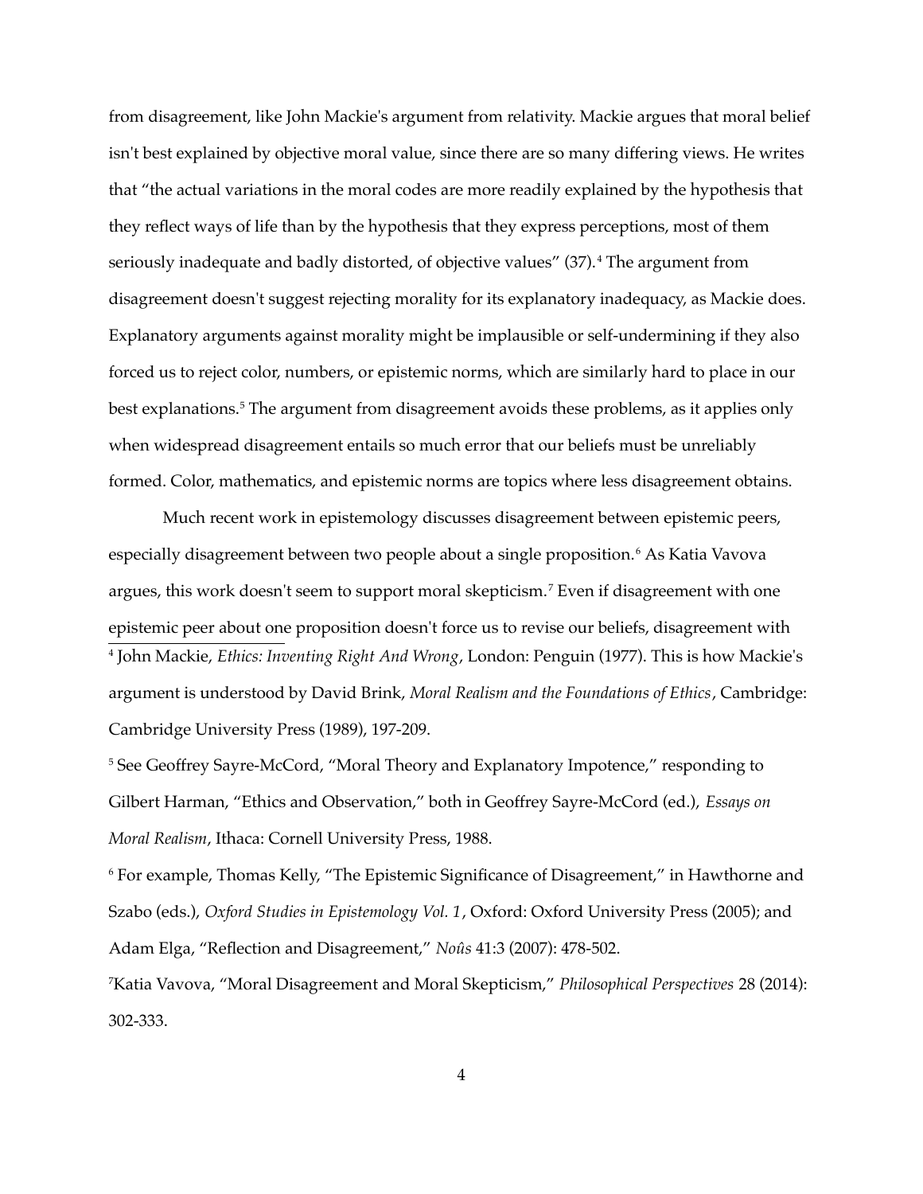from disagreement, like John Mackie's argument from relativity. Mackie argues that moral belief isn't best explained by objective moral value, since there are so many differing views. He writes that "the actual variations in the moral codes are more readily explained by the hypothesis that they reflect ways of life than by the hypothesis that they express perceptions, most of them seriously inadequate and badly distorted, of objective values" (37).[4] The argument from disagreement doesn't suggest rejecting morality for its explanatory inadequacy, as Mackie does. Explanatory arguments against morality might be implausible or self-undermining if they also forced us to reject color, numbers, or epistemic norms, which are similarly hard to place in our best explanations.[5] The argument from disagreement avoids these problems, as it applies only when widespread disagreement entails so much error that our beliefs must be unreliably formed. Color, mathematics, and epistemic norms are topics where less disagreement obtains.

Much recent work in epistemology discusses disagreement between epistemic peers, especially disagreement between two people about a single proposition.[6] As Katia Vavova argues, this work doesn't seem to support moral skepticism.[7] Even if disagreement with one epistemic peer about one proposition doesn't force us to revise our beliefs, disagreement with

[4] John Mackie, *Ethics: Inventing Right And Wrong*, London: Penguin (1977). This is how Mackie's argument is understood by David Brink, *Moral Realism and the Foundations of Ethics*, Cambridge: Cambridge University Press (1989), 197-209.

[5] See Geoffrey Sayre-McCord, "Moral Theory and Explanatory Impotence," responding to Gilbert Harman, "Ethics and Observation," both in Geoffrey Sayre-McCord (ed.), *Essays on Moral Realism*, Ithaca: Cornell University Press, 1988.

[6] For example, Thomas Kelly, "The Epistemic Significance of Disagreement," in Hawthorne and Szabo (eds.), *Oxford Studies in Epistemology Vol. 1*, Oxford: Oxford University Press (2005); and Adam Elga, "Reflection and Disagreement," *Noûs* 41:3 (2007): 478-502.

[7] Katia Vavova, "Moral Disagreement and Moral Skepticism," *Philosophical Perspectives* 28 (2014): 302-333.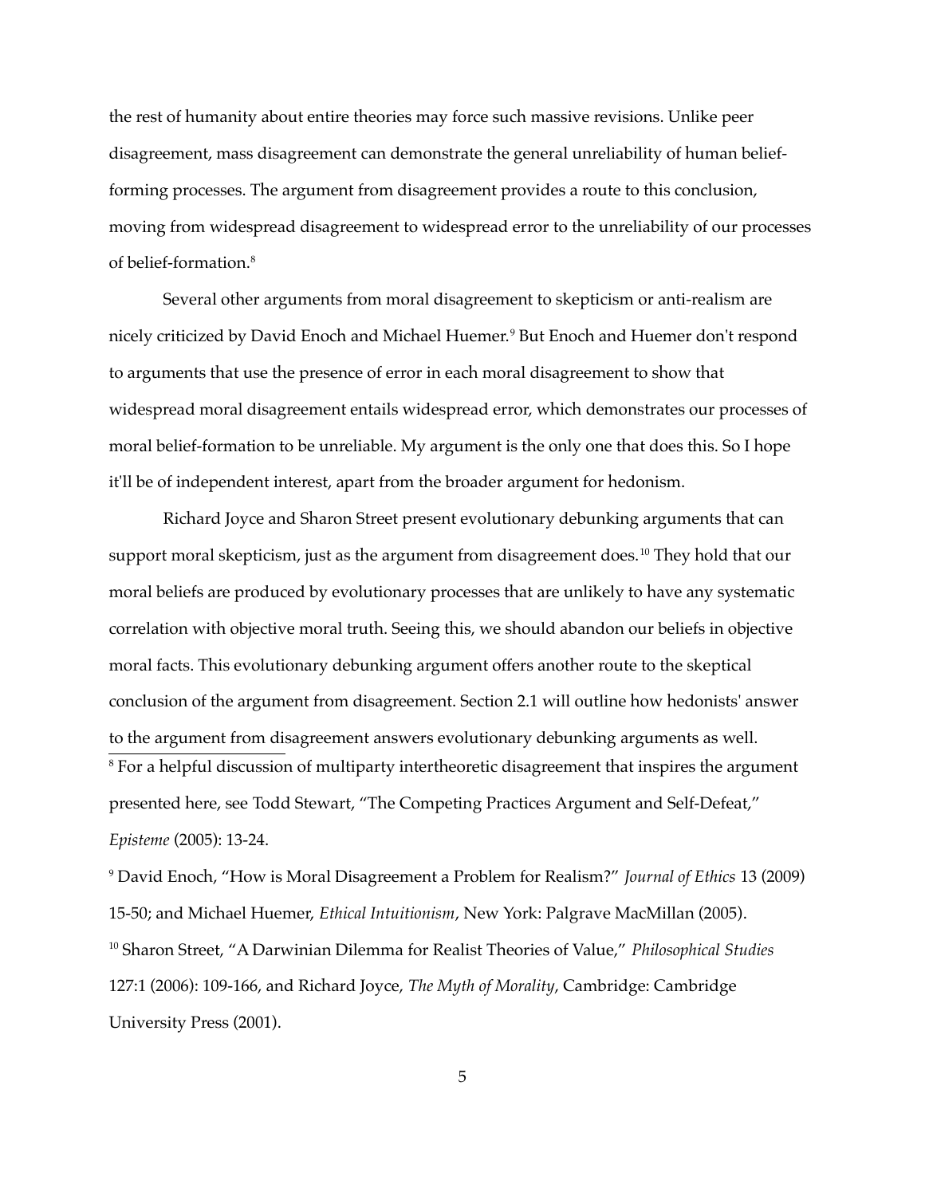the rest of humanity about entire theories may force such massive revisions. Unlike peer disagreement, mass disagreement can demonstrate the general unreliability of human belief-forming processes. The argument from disagreement provides a route to this conclusion, moving from widespread disagreement to widespread error to the unreliability of our processes of belief-formation.[8]

Several other arguments from moral disagreement to skepticism or anti-realism are nicely criticized by David Enoch and Michael Huemer.[9] But Enoch and Huemer don't respond to arguments that use the presence of error in each moral disagreement to show that widespread moral disagreement entails widespread error, which demonstrates our processes of moral belief-formation to be unreliable. My argument is the only one that does this. So I hope it'll be of independent interest, apart from the broader argument for hedonism.

Richard Joyce and Sharon Street present evolutionary debunking arguments that can support moral skepticism, just as the argument from disagreement does.[10] They hold that our moral beliefs are produced by evolutionary processes that are unlikely to have any systematic correlation with objective moral truth. Seeing this, we should abandon our beliefs in objective moral facts. This evolutionary debunking argument offers another route to the skeptical conclusion of the argument from disagreement. Section 2.1 will outline how hedonists' answer to the argument from disagreement answers evolutionary debunking arguments as well.

---

[8] For a helpful discussion of multiparty intertheoretic disagreement that inspires the argument presented here, see Todd Stewart, "The Competing Practices Argument and Self-Defeat," *Episteme* (2005): 13-24.

[9] David Enoch, "How is Moral Disagreement a Problem for Realism?" *Journal of Ethics* 13 (2009) 15-50; and Michael Huemer, *Ethical Intuitionism*, New York: Palgrave MacMillan (2005).

[10] Sharon Street, "A Darwinian Dilemma for Realist Theories of Value," *Philosophical Studies* 127:1 (2006): 109-166, and Richard Joyce, *The Myth of Morality*, Cambridge: Cambridge University Press (2001).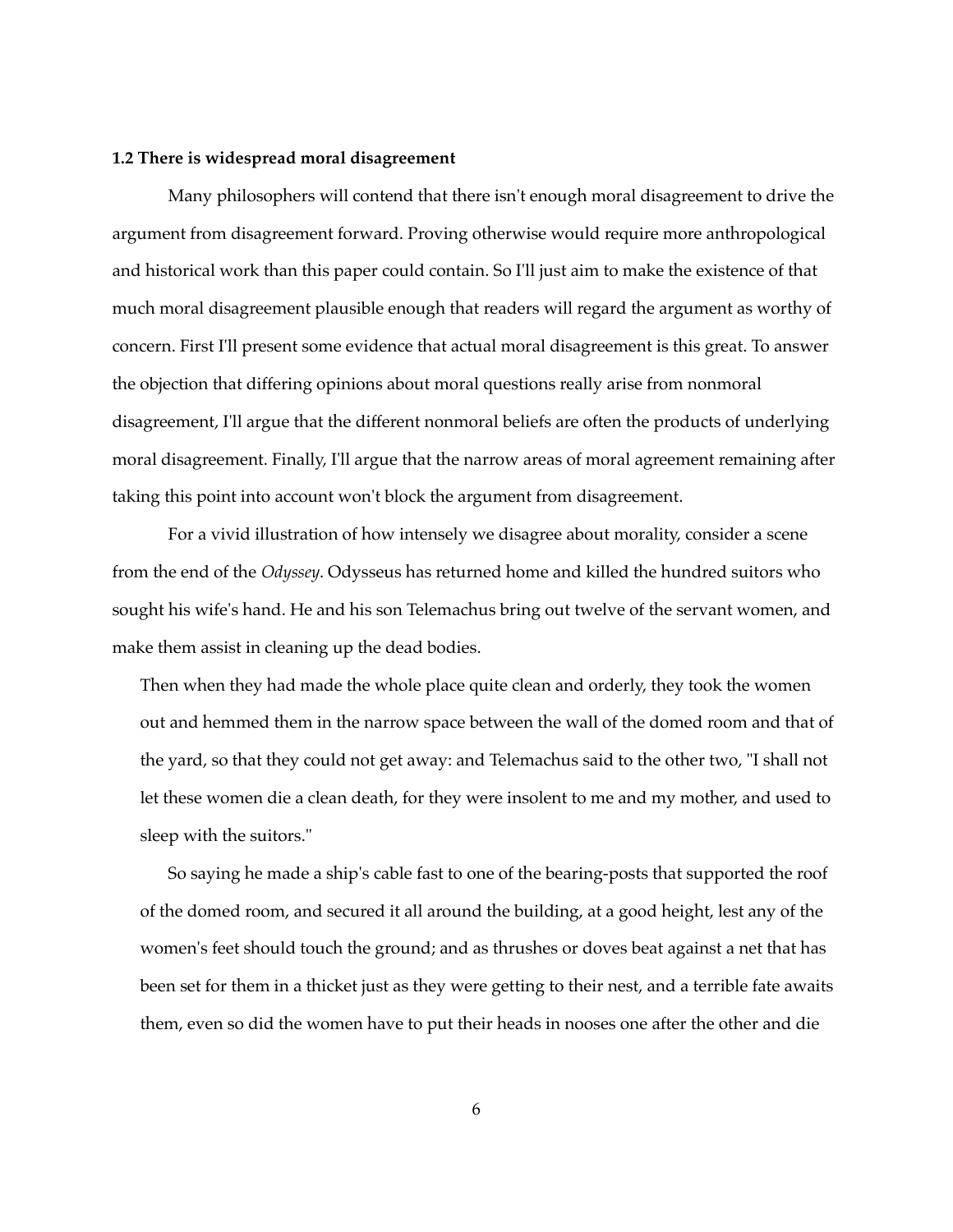**1.2 There is widespread moral disagreement**

Many philosophers will contend that there isn't enough moral disagreement to drive the argument from disagreement forward. Proving otherwise would require more anthropological and historical work than this paper could contain. So I'll just aim to make the existence of that much moral disagreement plausible enough that readers will regard the argument as worthy of concern. First I'll present some evidence that actual moral disagreement is this great. To answer the objection that differing opinions about moral questions really arise from nonmoral disagreement, I'll argue that the different nonmoral beliefs are often the products of underlying moral disagreement. Finally, I'll argue that the narrow areas of moral agreement remaining after taking this point into account won't block the argument from disagreement.

For a vivid illustration of how intensely we disagree about morality, consider a scene from the end of the *Odyssey*. Odysseus has returned home and killed the hundred suitors who sought his wife's hand. He and his son Telemachus bring out twelve of the servant women, and make them assist in cleaning up the dead bodies.

> Then when they had made the whole place quite clean and orderly, they took the women out and hemmed them in the narrow space between the wall of the domed room and that of the yard, so that they could not get away: and Telemachus said to the other two, "I shall not let these women die a clean death, for they were insolent to me and my mother, and used to sleep with the suitors."
>
> So saying he made a ship's cable fast to one of the bearing-posts that supported the roof of the domed room, and secured it all around the building, at a good height, lest any of the women's feet should touch the ground; and as thrushes or doves beat against a net that has been set for them in a thicket just as they were getting to their nest, and a terrible fate awaits them, even so did the women have to put their heads in nooses one after the other and die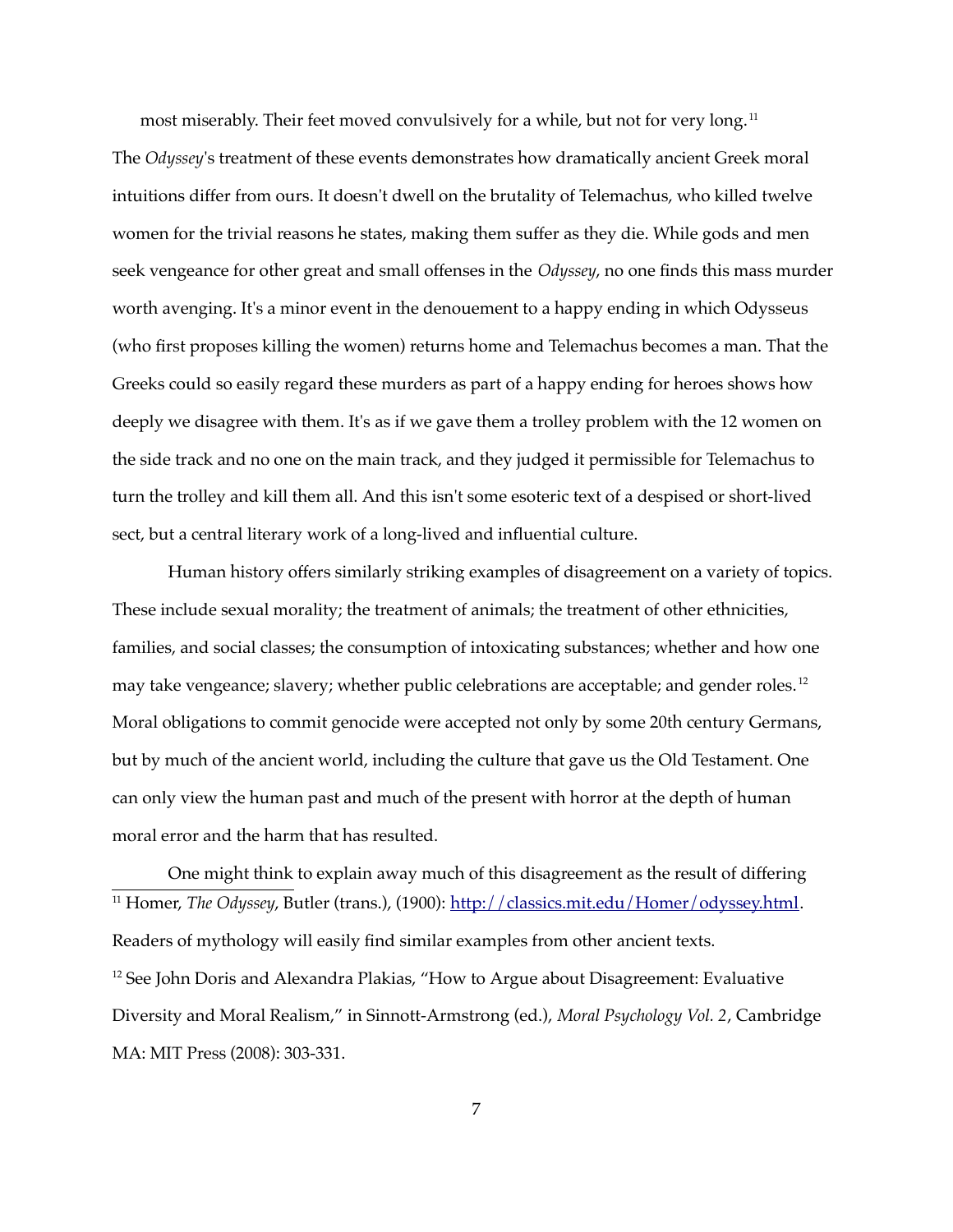most miserably. Their feet moved convulsively for a while, but not for very long.[11]

The *Odyssey*'s treatment of these events demonstrates how dramatically ancient Greek moral intuitions differ from ours. It doesn't dwell on the brutality of Telemachus, who killed twelve women for the trivial reasons he states, making them suffer as they die. While gods and men seek vengeance for other great and small offenses in the *Odyssey*, no one finds this mass murder worth avenging. It's a minor event in the denouement to a happy ending in which Odysseus (who first proposes killing the women) returns home and Telemachus becomes a man. That the Greeks could so easily regard these murders as part of a happy ending for heroes shows how deeply we disagree with them. It's as if we gave them a trolley problem with the 12 women on the side track and no one on the main track, and they judged it permissible for Telemachus to turn the trolley and kill them all. And this isn't some esoteric text of a despised or short-lived sect, but a central literary work of a long-lived and influential culture.

Human history offers similarly striking examples of disagreement on a variety of topics. These include sexual morality; the treatment of animals; the treatment of other ethnicities, families, and social classes; the consumption of intoxicating substances; whether and how one may take vengeance; slavery; whether public celebrations are acceptable; and gender roles.[12] Moral obligations to commit genocide were accepted not only by some 20th century Germans, but by much of the ancient world, including the culture that gave us the Old Testament. One can only view the human past and much of the present with horror at the depth of human moral error and the harm that has resulted.

One might think to explain away much of this disagreement as the result of differing

---

[11] Homer, *The Odyssey*, Butler (trans.), (1900): http://classics.mit.edu/Homer/odyssey.html. Readers of mythology will easily find similar examples from other ancient texts.

[12] See John Doris and Alexandra Plakias, "How to Argue about Disagreement: Evaluative Diversity and Moral Realism," in Sinnott-Armstrong (ed.), *Moral Psychology Vol. 2*, Cambridge MA: MIT Press (2008): 303-331.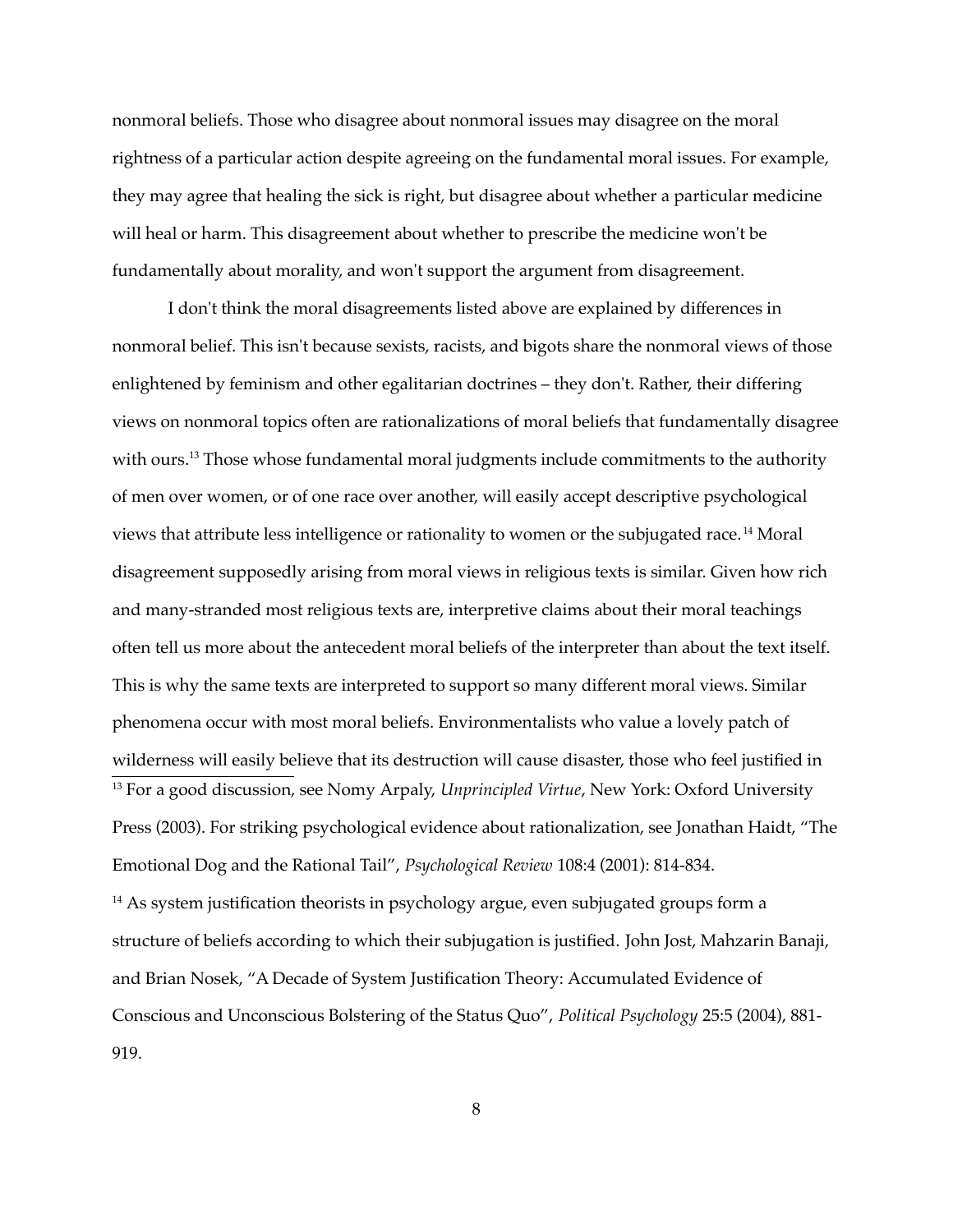nonmoral beliefs. Those who disagree about nonmoral issues may disagree on the moral rightness of a particular action despite agreeing on the fundamental moral issues. For example, they may agree that healing the sick is right, but disagree about whether a particular medicine will heal or harm. This disagreement about whether to prescribe the medicine won't be fundamentally about morality, and won't support the argument from disagreement.

I don't think the moral disagreements listed above are explained by differences in nonmoral belief. This isn't because sexists, racists, and bigots share the nonmoral views of those enlightened by feminism and other egalitarian doctrines – they don't. Rather, their differing views on nonmoral topics often are rationalizations of moral beliefs that fundamentally disagree with ours.[13] Those whose fundamental moral judgments include commitments to the authority of men over women, or of one race over another, will easily accept descriptive psychological views that attribute less intelligence or rationality to women or the subjugated race.[14] Moral disagreement supposedly arising from moral views in religious texts is similar. Given how rich and many-stranded most religious texts are, interpretive claims about their moral teachings often tell us more about the antecedent moral beliefs of the interpreter than about the text itself. This is why the same texts are interpreted to support so many different moral views. Similar phenomena occur with most moral beliefs. Environmentalists who value a lovely patch of wilderness will easily believe that its destruction will cause disaster, those who feel justified in

[13] For a good discussion, see Nomy Arpaly, *Unprincipled Virtue*, New York: Oxford University Press (2003). For striking psychological evidence about rationalization, see Jonathan Haidt, "The Emotional Dog and the Rational Tail", *Psychological Review* 108:4 (2001): 814-834.

[14] As system justification theorists in psychology argue, even subjugated groups form a structure of beliefs according to which their subjugation is justified. John Jost, Mahzarin Banaji, and Brian Nosek, "A Decade of System Justification Theory: Accumulated Evidence of Conscious and Unconscious Bolstering of the Status Quo", *Political Psychology* 25:5 (2004), 881-919.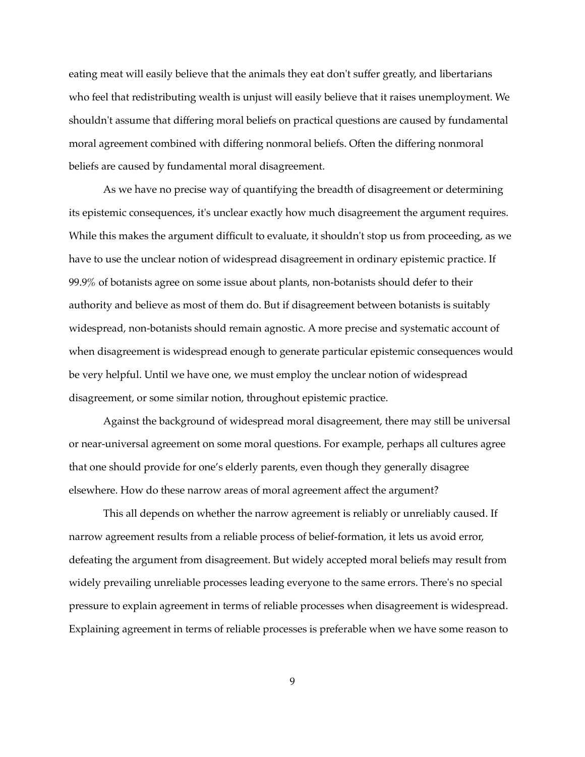eating meat will easily believe that the animals they eat don't suffer greatly, and libertarians who feel that redistributing wealth is unjust will easily believe that it raises unemployment. We shouldn't assume that differing moral beliefs on practical questions are caused by fundamental moral agreement combined with differing nonmoral beliefs. Often the differing nonmoral beliefs are caused by fundamental moral disagreement.

As we have no precise way of quantifying the breadth of disagreement or determining its epistemic consequences, it's unclear exactly how much disagreement the argument requires. While this makes the argument difficult to evaluate, it shouldn't stop us from proceeding, as we have to use the unclear notion of widespread disagreement in ordinary epistemic practice. If 99.9% of botanists agree on some issue about plants, non-botanists should defer to their authority and believe as most of them do. But if disagreement between botanists is suitably widespread, non-botanists should remain agnostic. A more precise and systematic account of when disagreement is widespread enough to generate particular epistemic consequences would be very helpful. Until we have one, we must employ the unclear notion of widespread disagreement, or some similar notion, throughout epistemic practice.

Against the background of widespread moral disagreement, there may still be universal or near-universal agreement on some moral questions. For example, perhaps all cultures agree that one should provide for one's elderly parents, even though they generally disagree elsewhere. How do these narrow areas of moral agreement affect the argument?

This all depends on whether the narrow agreement is reliably or unreliably caused. If narrow agreement results from a reliable process of belief-formation, it lets us avoid error, defeating the argument from disagreement. But widely accepted moral beliefs may result from widely prevailing unreliable processes leading everyone to the same errors. There's no special pressure to explain agreement in terms of reliable processes when disagreement is widespread. Explaining agreement in terms of reliable processes is preferable when we have some reason to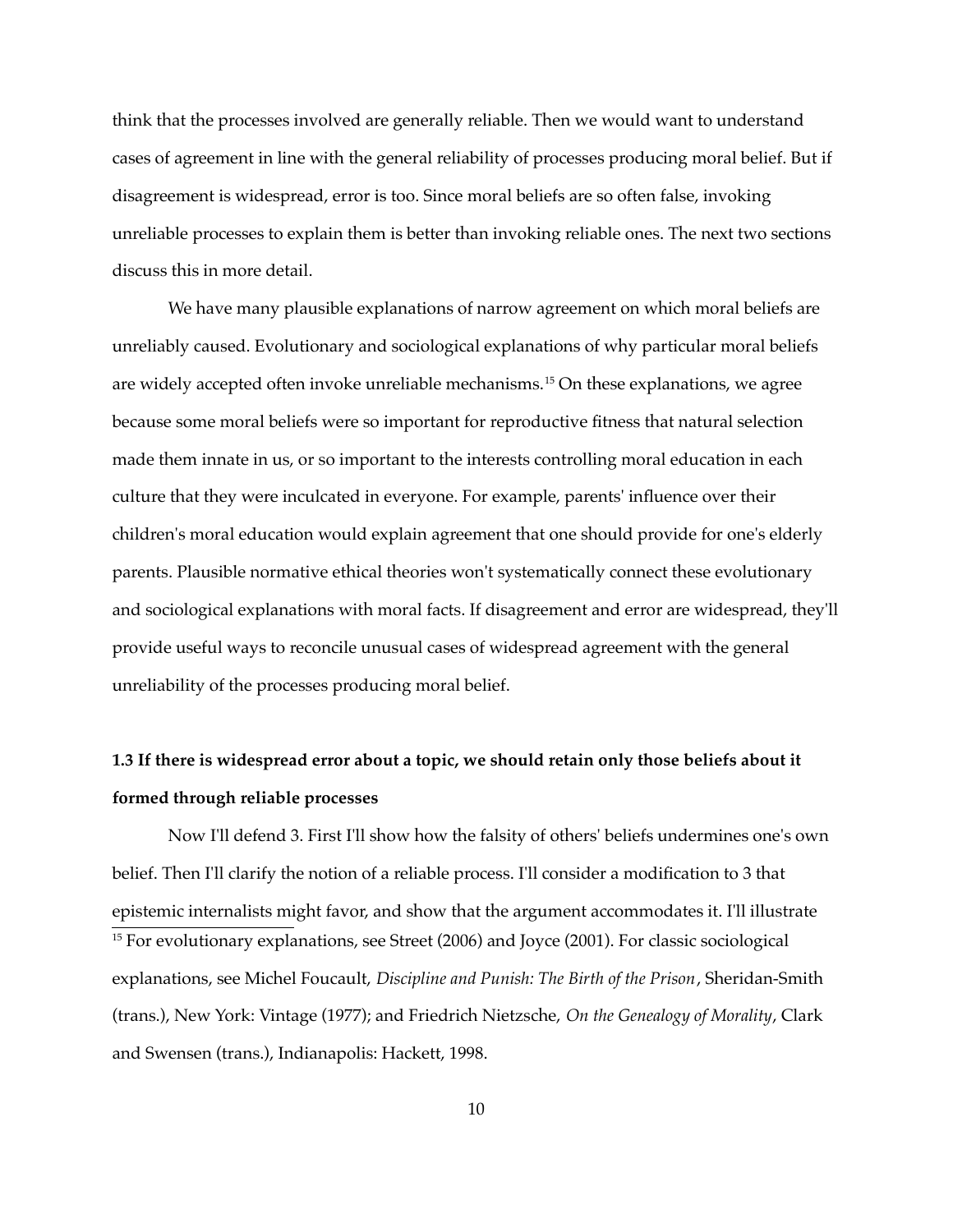think that the processes involved are generally reliable. Then we would want to understand cases of agreement in line with the general reliability of processes producing moral belief. But if disagreement is widespread, error is too. Since moral beliefs are so often false, invoking unreliable processes to explain them is better than invoking reliable ones. The next two sections discuss this in more detail.

We have many plausible explanations of narrow agreement on which moral beliefs are unreliably caused. Evolutionary and sociological explanations of why particular moral beliefs are widely accepted often invoke unreliable mechanisms.[15] On these explanations, we agree because some moral beliefs were so important for reproductive fitness that natural selection made them innate in us, or so important to the interests controlling moral education in each culture that they were inculcated in everyone. For example, parents' influence over their children's moral education would explain agreement that one should provide for one's elderly parents. Plausible normative ethical theories won't systematically connect these evolutionary and sociological explanations with moral facts. If disagreement and error are widespread, they'll provide useful ways to reconcile unusual cases of widespread agreement with the general unreliability of the processes producing moral belief.

### 1.3 If there is widespread error about a topic, we should retain only those beliefs about it formed through reliable processes

Now I'll defend 3. First I'll show how the falsity of others' beliefs undermines one's own belief. Then I'll clarify the notion of a reliable process. I'll consider a modification to 3 that epistemic internalists might favor, and show that the argument accommodates it. I'll illustrate

[15] For evolutionary explanations, see Street (2006) and Joyce (2001). For classic sociological explanations, see Michel Foucault, *Discipline and Punish: The Birth of the Prison*, Sheridan-Smith (trans.), New York: Vintage (1977); and Friedrich Nietzsche, *On the Genealogy of Morality*, Clark and Swensen (trans.), Indianapolis: Hackett, 1998.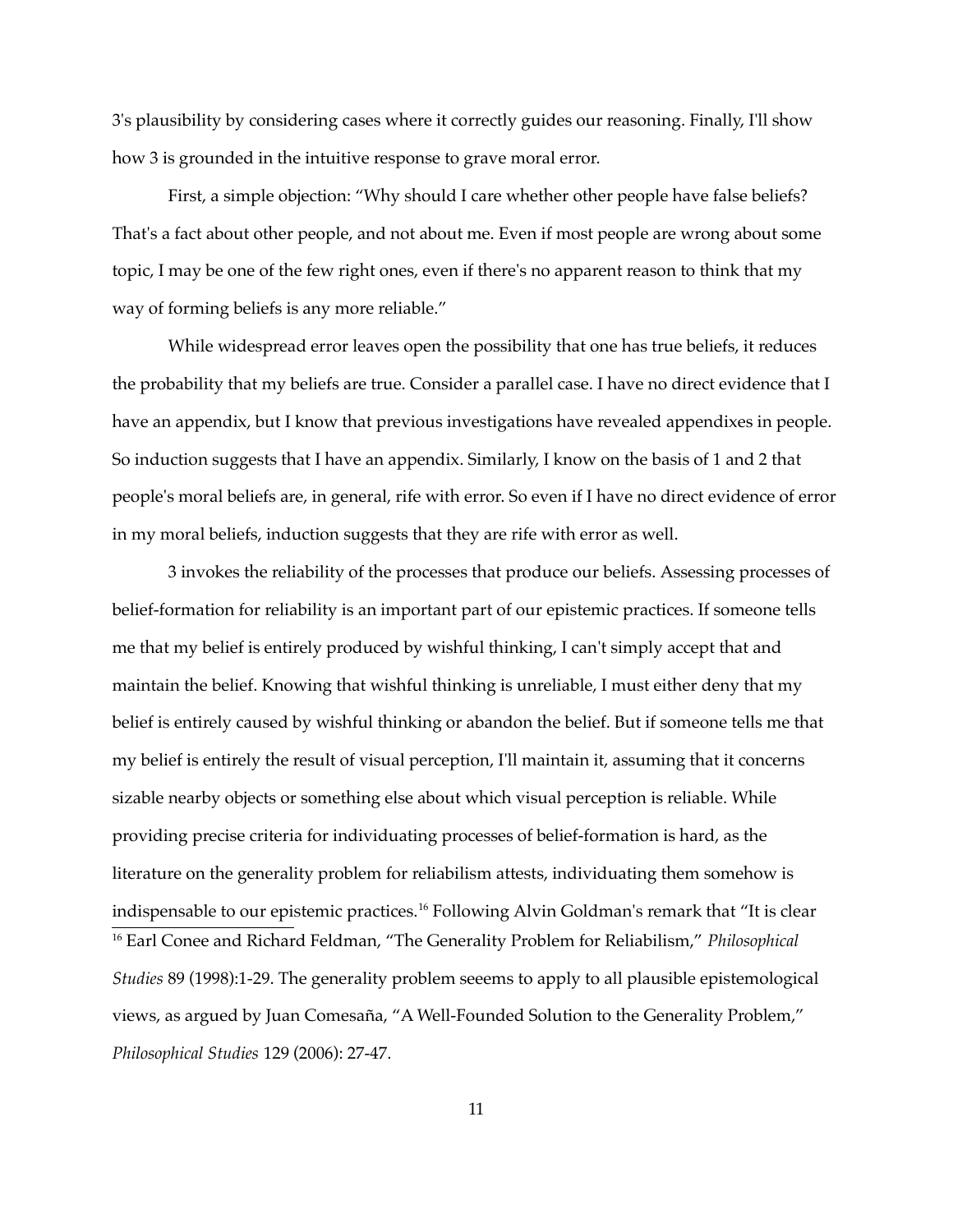3's plausibility by considering cases where it correctly guides our reasoning. Finally, I'll show how 3 is grounded in the intuitive response to grave moral error.

First, a simple objection: "Why should I care whether other people have false beliefs? That's a fact about other people, and not about me. Even if most people are wrong about some topic, I may be one of the few right ones, even if there's no apparent reason to think that my way of forming beliefs is any more reliable."

While widespread error leaves open the possibility that one has true beliefs, it reduces the probability that my beliefs are true. Consider a parallel case. I have no direct evidence that I have an appendix, but I know that previous investigations have revealed appendixes in people. So induction suggests that I have an appendix. Similarly, I know on the basis of 1 and 2 that people's moral beliefs are, in general, rife with error. So even if I have no direct evidence of error in my moral beliefs, induction suggests that they are rife with error as well.

3 invokes the reliability of the processes that produce our beliefs. Assessing processes of belief-formation for reliability is an important part of our epistemic practices. If someone tells me that my belief is entirely produced by wishful thinking, I can't simply accept that and maintain the belief. Knowing that wishful thinking is unreliable, I must either deny that my belief is entirely caused by wishful thinking or abandon the belief. But if someone tells me that my belief is entirely the result of visual perception, I'll maintain it, assuming that it concerns sizable nearby objects or something else about which visual perception is reliable. While providing precise criteria for individuating processes of belief-formation is hard, as the literature on the generality problem for reliabilism attests, individuating them somehow is indispensable to our epistemic practices.[16] Following Alvin Goldman's remark that "It is clear

[16] Earl Conee and Richard Feldman, "The Generality Problem for Reliabilism," *Philosophical Studies* 89 (1998):1-29. The generality problem seeems to apply to all plausible epistemological views, as argued by Juan Comesaña, "A Well-Founded Solution to the Generality Problem," *Philosophical Studies* 129 (2006): 27-47.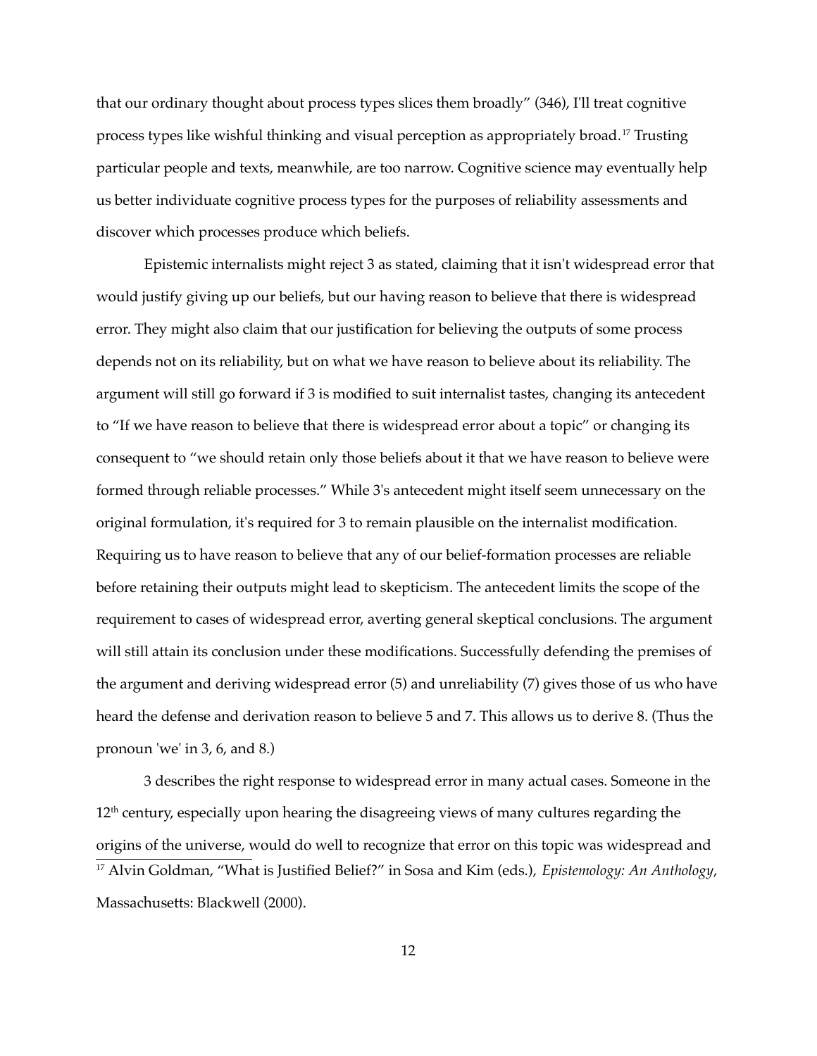that our ordinary thought about process types slices them broadly" (346), I'll treat cognitive process types like wishful thinking and visual perception as appropriately broad.[17] Trusting particular people and texts, meanwhile, are too narrow. Cognitive science may eventually help us better individuate cognitive process types for the purposes of reliability assessments and discover which processes produce which beliefs.

Epistemic internalists might reject 3 as stated, claiming that it isn't widespread error that would justify giving up our beliefs, but our having reason to believe that there is widespread error. They might also claim that our justification for believing the outputs of some process depends not on its reliability, but on what we have reason to believe about its reliability. The argument will still go forward if 3 is modified to suit internalist tastes, changing its antecedent to "If we have reason to believe that there is widespread error about a topic" or changing its consequent to "we should retain only those beliefs about it that we have reason to believe were formed through reliable processes." While 3's antecedent might itself seem unnecessary on the original formulation, it's required for 3 to remain plausible on the internalist modification. Requiring us to have reason to believe that any of our belief-formation processes are reliable before retaining their outputs might lead to skepticism. The antecedent limits the scope of the requirement to cases of widespread error, averting general skeptical conclusions. The argument will still attain its conclusion under these modifications. Successfully defending the premises of the argument and deriving widespread error (5) and unreliability (7) gives those of us who have heard the defense and derivation reason to believe 5 and 7. This allows us to derive 8. (Thus the pronoun 'we' in 3, 6, and 8.)

3 describes the right response to widespread error in many actual cases. Someone in the 12th century, especially upon hearing the disagreeing views of many cultures regarding the origins of the universe, would do well to recognize that error on this topic was widespread and

[17] Alvin Goldman, "What is Justified Belief?" in Sosa and Kim (eds.), *Epistemology: An Anthology*, Massachusetts: Blackwell (2000).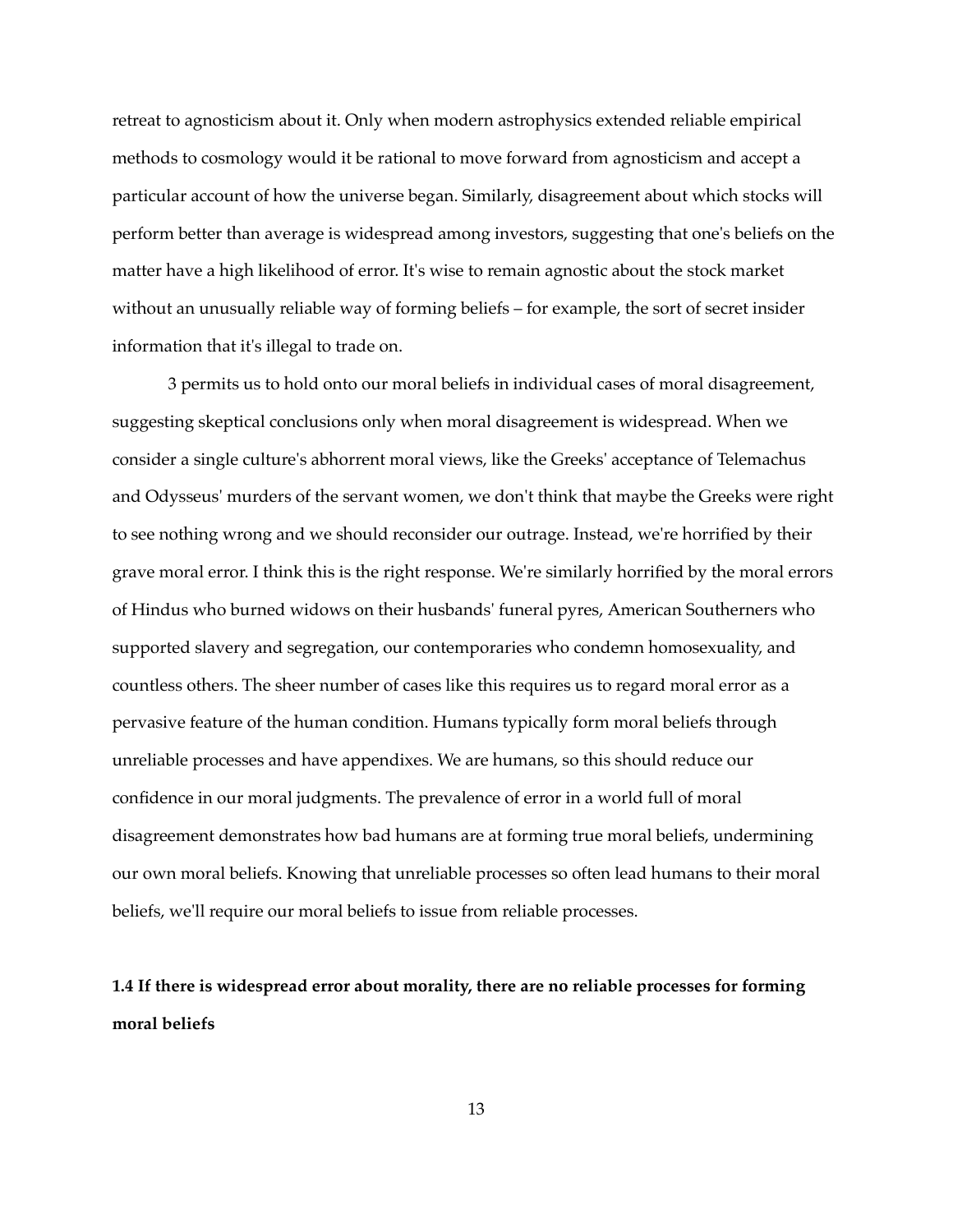retreat to agnosticism about it. Only when modern astrophysics extended reliable empirical methods to cosmology would it be rational to move forward from agnosticism and accept a particular account of how the universe began. Similarly, disagreement about which stocks will perform better than average is widespread among investors, suggesting that one's beliefs on the matter have a high likelihood of error. It's wise to remain agnostic about the stock market without an unusually reliable way of forming beliefs – for example, the sort of secret insider information that it's illegal to trade on.

3 permits us to hold onto our moral beliefs in individual cases of moral disagreement, suggesting skeptical conclusions only when moral disagreement is widespread. When we consider a single culture's abhorrent moral views, like the Greeks' acceptance of Telemachus and Odysseus' murders of the servant women, we don't think that maybe the Greeks were right to see nothing wrong and we should reconsider our outrage. Instead, we're horrified by their grave moral error. I think this is the right response. We're similarly horrified by the moral errors of Hindus who burned widows on their husbands' funeral pyres, American Southerners who supported slavery and segregation, our contemporaries who condemn homosexuality, and countless others. The sheer number of cases like this requires us to regard moral error as a pervasive feature of the human condition. Humans typically form moral beliefs through unreliable processes and have appendixes. We are humans, so this should reduce our confidence in our moral judgments. The prevalence of error in a world full of moral disagreement demonstrates how bad humans are at forming true moral beliefs, undermining our own moral beliefs. Knowing that unreliable processes so often lead humans to their moral beliefs, we'll require our moral beliefs to issue from reliable processes.

**1.4 If there is widespread error about morality, there are no reliable processes for forming moral beliefs**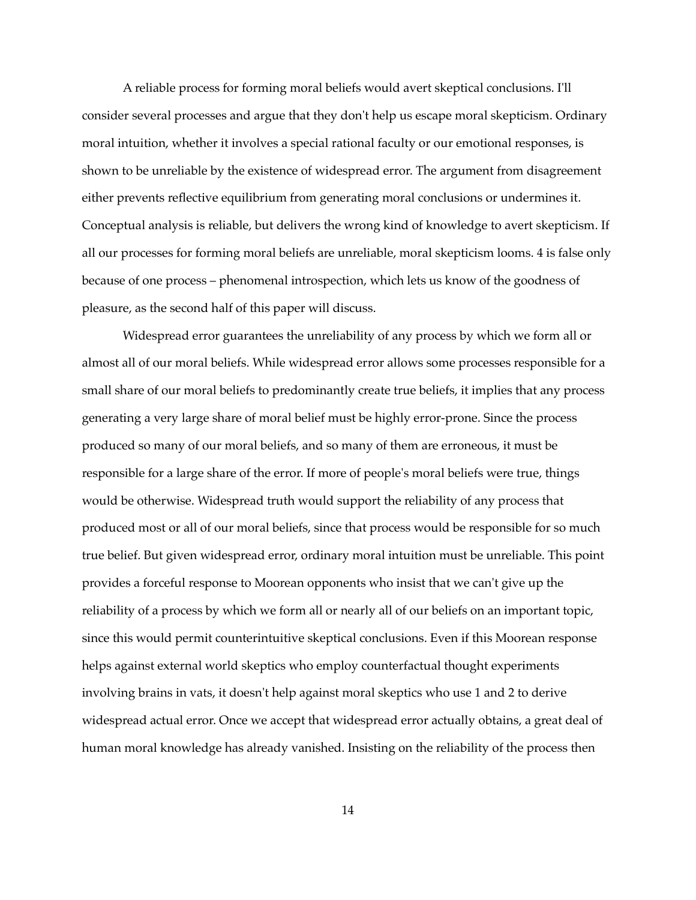A reliable process for forming moral beliefs would avert skeptical conclusions. I'll consider several processes and argue that they don't help us escape moral skepticism. Ordinary moral intuition, whether it involves a special rational faculty or our emotional responses, is shown to be unreliable by the existence of widespread error. The argument from disagreement either prevents reflective equilibrium from generating moral conclusions or undermines it. Conceptual analysis is reliable, but delivers the wrong kind of knowledge to avert skepticism. If all our processes for forming moral beliefs are unreliable, moral skepticism looms. 4 is false only because of one process – phenomenal introspection, which lets us know of the goodness of pleasure, as the second half of this paper will discuss.

Widespread error guarantees the unreliability of any process by which we form all or almost all of our moral beliefs. While widespread error allows some processes responsible for a small share of our moral beliefs to predominantly create true beliefs, it implies that any process generating a very large share of moral belief must be highly error-prone. Since the process produced so many of our moral beliefs, and so many of them are erroneous, it must be responsible for a large share of the error. If more of people's moral beliefs were true, things would be otherwise. Widespread truth would support the reliability of any process that produced most or all of our moral beliefs, since that process would be responsible for so much true belief. But given widespread error, ordinary moral intuition must be unreliable. This point provides a forceful response to Moorean opponents who insist that we can't give up the reliability of a process by which we form all or nearly all of our beliefs on an important topic, since this would permit counterintuitive skeptical conclusions. Even if this Moorean response helps against external world skeptics who employ counterfactual thought experiments involving brains in vats, it doesn't help against moral skeptics who use 1 and 2 to derive widespread actual error. Once we accept that widespread error actually obtains, a great deal of human moral knowledge has already vanished. Insisting on the reliability of the process then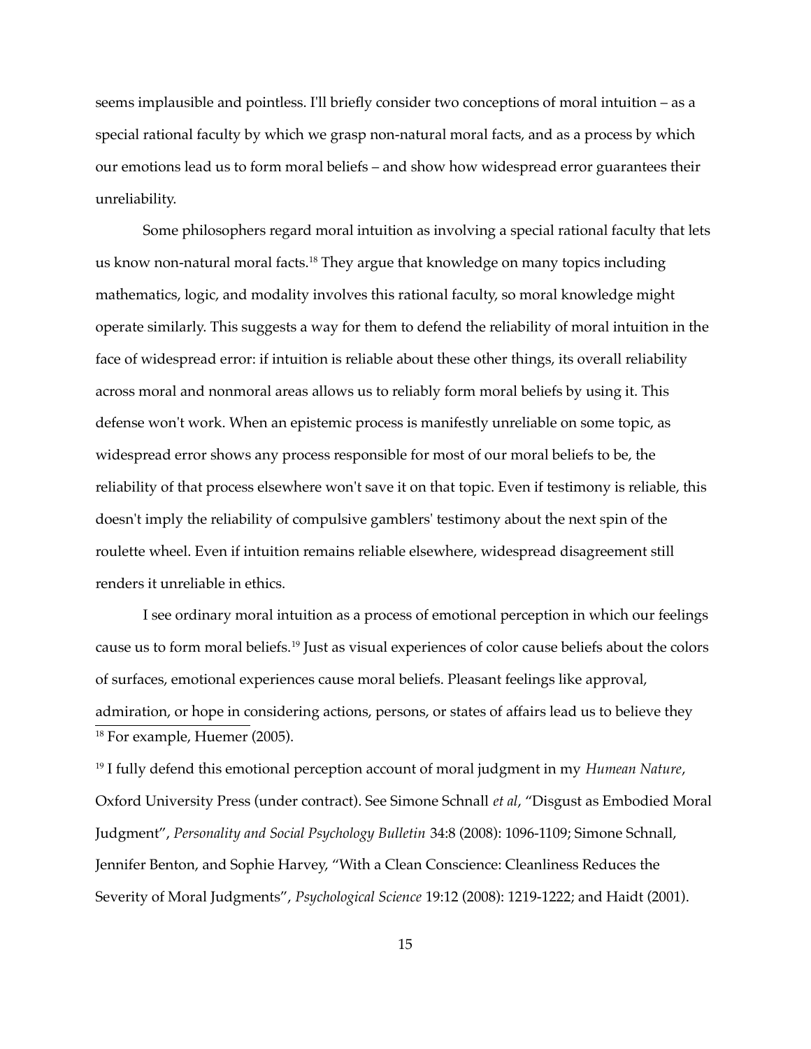seems implausible and pointless. I'll briefly consider two conceptions of moral intuition – as a special rational faculty by which we grasp non-natural moral facts, and as a process by which our emotions lead us to form moral beliefs – and show how widespread error guarantees their unreliability.

Some philosophers regard moral intuition as involving a special rational faculty that lets us know non-natural moral facts.[18] They argue that knowledge on many topics including mathematics, logic, and modality involves this rational faculty, so moral knowledge might operate similarly. This suggests a way for them to defend the reliability of moral intuition in the face of widespread error: if intuition is reliable about these other things, its overall reliability across moral and nonmoral areas allows us to reliably form moral beliefs by using it. This defense won't work. When an epistemic process is manifestly unreliable on some topic, as widespread error shows any process responsible for most of our moral beliefs to be, the reliability of that process elsewhere won't save it on that topic. Even if testimony is reliable, this doesn't imply the reliability of compulsive gamblers' testimony about the next spin of the roulette wheel. Even if intuition remains reliable elsewhere, widespread disagreement still renders it unreliable in ethics.

I see ordinary moral intuition as a process of emotional perception in which our feelings cause us to form moral beliefs.[19] Just as visual experiences of color cause beliefs about the colors of surfaces, emotional experiences cause moral beliefs. Pleasant feelings like approval, admiration, or hope in considering actions, persons, or states of affairs lead us to believe they

[18] For example, Huemer (2005).

[19] I fully defend this emotional perception account of moral judgment in my *Humean Nature*, Oxford University Press (under contract). See Simone Schnall *et al*, "Disgust as Embodied Moral Judgment", *Personality and Social Psychology Bulletin* 34:8 (2008): 1096-1109; Simone Schnall, Jennifer Benton, and Sophie Harvey, "With a Clean Conscience: Cleanliness Reduces the Severity of Moral Judgments", *Psychological Science* 19:12 (2008): 1219-1222; and Haidt (2001).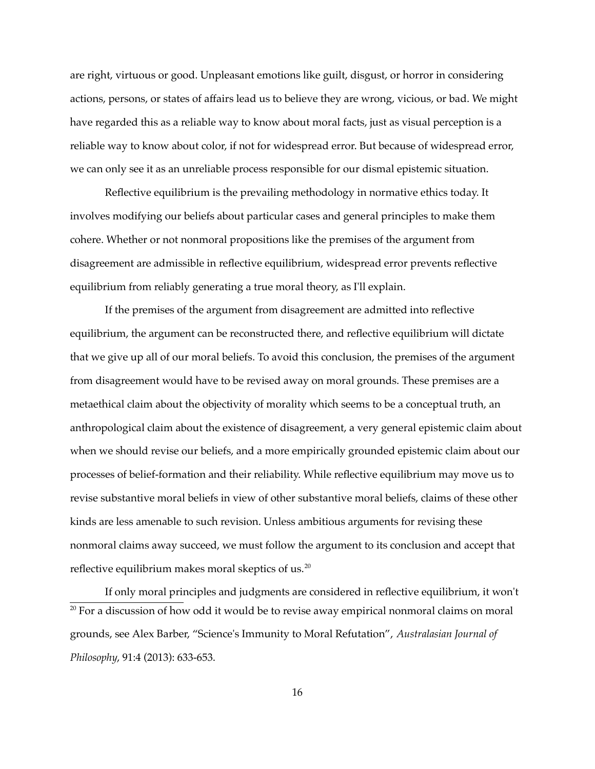are right, virtuous or good. Unpleasant emotions like guilt, disgust, or horror in considering actions, persons, or states of affairs lead us to believe they are wrong, vicious, or bad. We might have regarded this as a reliable way to know about moral facts, just as visual perception is a reliable way to know about color, if not for widespread error. But because of widespread error, we can only see it as an unreliable process responsible for our dismal epistemic situation.

Reflective equilibrium is the prevailing methodology in normative ethics today. It involves modifying our beliefs about particular cases and general principles to make them cohere. Whether or not nonmoral propositions like the premises of the argument from disagreement are admissible in reflective equilibrium, widespread error prevents reflective equilibrium from reliably generating a true moral theory, as I'll explain.

If the premises of the argument from disagreement are admitted into reflective equilibrium, the argument can be reconstructed there, and reflective equilibrium will dictate that we give up all of our moral beliefs. To avoid this conclusion, the premises of the argument from disagreement would have to be revised away on moral grounds. These premises are a metaethical claim about the objectivity of morality which seems to be a conceptual truth, an anthropological claim about the existence of disagreement, a very general epistemic claim about when we should revise our beliefs, and a more empirically grounded epistemic claim about our processes of belief-formation and their reliability. While reflective equilibrium may move us to revise substantive moral beliefs in view of other substantive moral beliefs, claims of these other kinds are less amenable to such revision. Unless ambitious arguments for revising these nonmoral claims away succeed, we must follow the argument to its conclusion and accept that reflective equilibrium makes moral skeptics of us.[20]

If only moral principles and judgments are considered in reflective equilibrium, it won't

[20] For a discussion of how odd it would be to revise away empirical nonmoral claims on moral grounds, see Alex Barber, "Science's Immunity to Moral Refutation", *Australasian Journal of Philosophy*, 91:4 (2013): 633-653.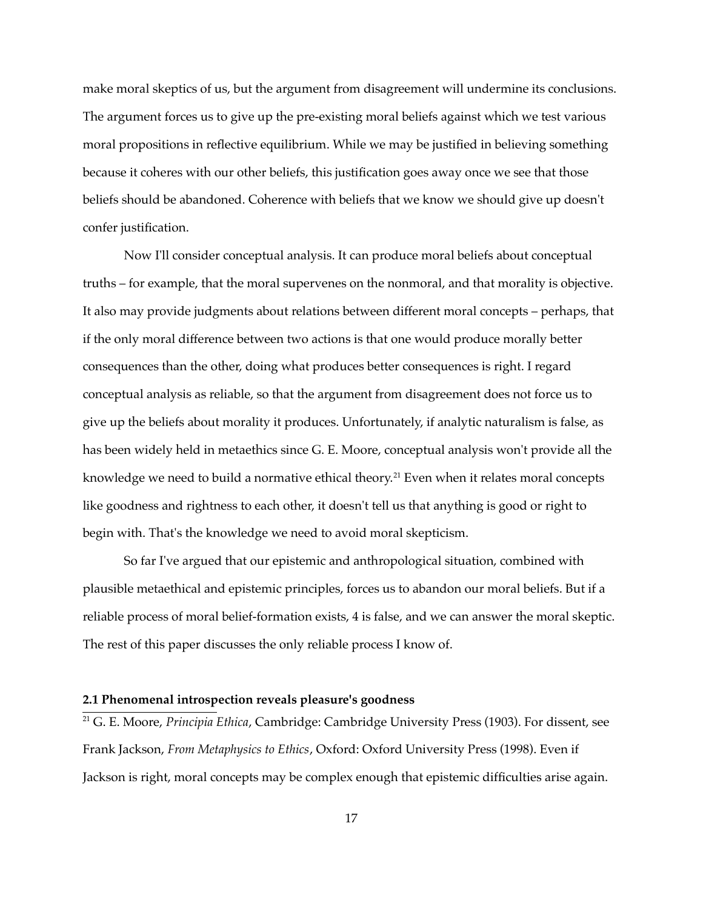make moral skeptics of us, but the argument from disagreement will undermine its conclusions. The argument forces us to give up the pre-existing moral beliefs against which we test various moral propositions in reflective equilibrium. While we may be justified in believing something because it coheres with our other beliefs, this justification goes away once we see that those beliefs should be abandoned. Coherence with beliefs that we know we should give up doesn't confer justification.

Now I'll consider conceptual analysis. It can produce moral beliefs about conceptual truths – for example, that the moral supervenes on the nonmoral, and that morality is objective. It also may provide judgments about relations between different moral concepts – perhaps, that if the only moral difference between two actions is that one would produce morally better consequences than the other, doing what produces better consequences is right. I regard conceptual analysis as reliable, so that the argument from disagreement does not force us to give up the beliefs about morality it produces. Unfortunately, if analytic naturalism is false, as has been widely held in metaethics since G. E. Moore, conceptual analysis won't provide all the knowledge we need to build a normative ethical theory.[21] Even when it relates moral concepts like goodness and rightness to each other, it doesn't tell us that anything is good or right to begin with. That's the knowledge we need to avoid moral skepticism.

So far I've argued that our epistemic and anthropological situation, combined with plausible metaethical and epistemic principles, forces us to abandon our moral beliefs. But if a reliable process of moral belief-formation exists, 4 is false, and we can answer the moral skeptic. The rest of this paper discusses the only reliable process I know of.

### 2.1 Phenomenal introspection reveals pleasure's goodness

[21] G. E. Moore, *Principia Ethica*, Cambridge: Cambridge University Press (1903). For dissent, see Frank Jackson, *From Metaphysics to Ethics*, Oxford: Oxford University Press (1998). Even if Jackson is right, moral concepts may be complex enough that epistemic difficulties arise again.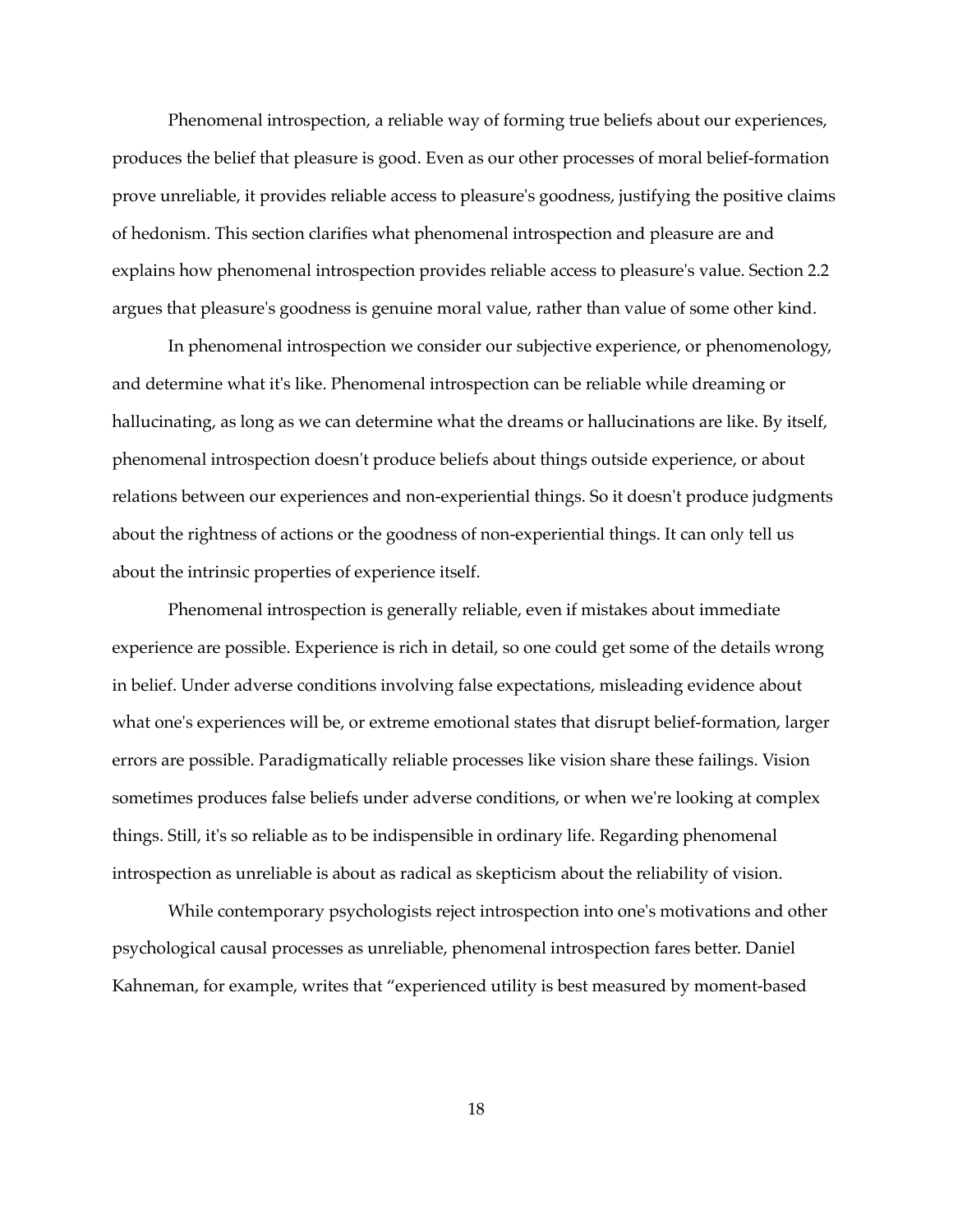Phenomenal introspection, a reliable way of forming true beliefs about our experiences, produces the belief that pleasure is good. Even as our other processes of moral belief-formation prove unreliable, it provides reliable access to pleasure's goodness, justifying the positive claims of hedonism. This section clarifies what phenomenal introspection and pleasure are and explains how phenomenal introspection provides reliable access to pleasure's value. Section 2.2 argues that pleasure's goodness is genuine moral value, rather than value of some other kind.

In phenomenal introspection we consider our subjective experience, or phenomenology, and determine what it's like. Phenomenal introspection can be reliable while dreaming or hallucinating, as long as we can determine what the dreams or hallucinations are like. By itself, phenomenal introspection doesn't produce beliefs about things outside experience, or about relations between our experiences and non-experiential things. So it doesn't produce judgments about the rightness of actions or the goodness of non-experiential things. It can only tell us about the intrinsic properties of experience itself.

Phenomenal introspection is generally reliable, even if mistakes about immediate experience are possible. Experience is rich in detail, so one could get some of the details wrong in belief. Under adverse conditions involving false expectations, misleading evidence about what one's experiences will be, or extreme emotional states that disrupt belief-formation, larger errors are possible. Paradigmatically reliable processes like vision share these failings. Vision sometimes produces false beliefs under adverse conditions, or when we're looking at complex things. Still, it's so reliable as to be indispensible in ordinary life. Regarding phenomenal introspection as unreliable is about as radical as skepticism about the reliability of vision.

While contemporary psychologists reject introspection into one's motivations and other psychological causal processes as unreliable, phenomenal introspection fares better. Daniel Kahneman, for example, writes that "experienced utility is best measured by moment-based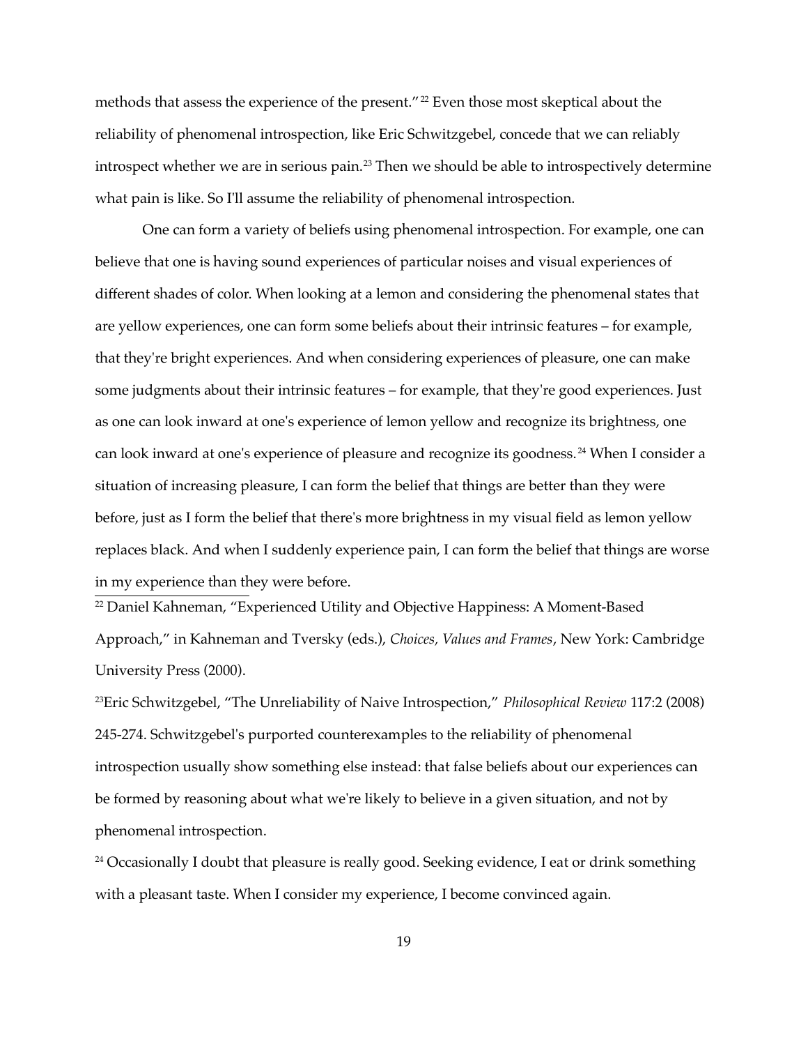methods that assess the experience of the present."[22] Even those most skeptical about the reliability of phenomenal introspection, like Eric Schwitzgebel, concede that we can reliably introspect whether we are in serious pain.[23] Then we should be able to introspectively determine what pain is like. So I'll assume the reliability of phenomenal introspection.

One can form a variety of beliefs using phenomenal introspection. For example, one can believe that one is having sound experiences of particular noises and visual experiences of different shades of color. When looking at a lemon and considering the phenomenal states that are yellow experiences, one can form some beliefs about their intrinsic features – for example, that they're bright experiences. And when considering experiences of pleasure, one can make some judgments about their intrinsic features – for example, that they're good experiences. Just as one can look inward at one's experience of lemon yellow and recognize its brightness, one can look inward at one's experience of pleasure and recognize its goodness.[24] When I consider a situation of increasing pleasure, I can form the belief that things are better than they were before, just as I form the belief that there's more brightness in my visual field as lemon yellow replaces black. And when I suddenly experience pain, I can form the belief that things are worse in my experience than they were before.

---

[22] Daniel Kahneman, "Experienced Utility and Objective Happiness: A Moment-Based Approach," in Kahneman and Tversky (eds.), *Choices, Values and Frames*, New York: Cambridge University Press (2000).

[23] Eric Schwitzgebel, "The Unreliability of Naive Introspection," *Philosophical Review* 117:2 (2008) 245-274. Schwitzgebel's purported counterexamples to the reliability of phenomenal introspection usually show something else instead: that false beliefs about our experiences can be formed by reasoning about what we're likely to believe in a given situation, and not by phenomenal introspection.

[24] Occasionally I doubt that pleasure is really good. Seeking evidence, I eat or drink something with a pleasant taste. When I consider my experience, I become convinced again.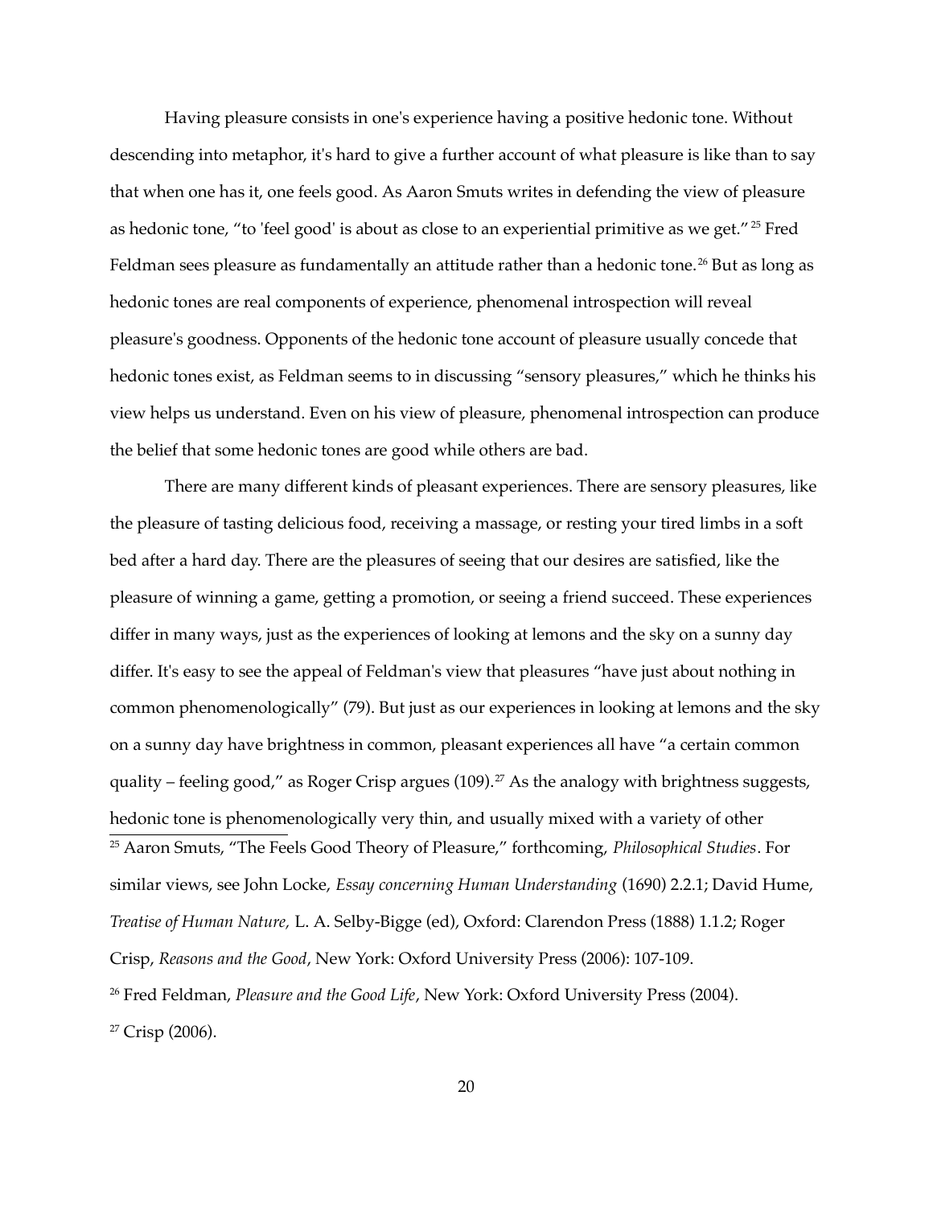Having pleasure consists in one's experience having a positive hedonic tone. Without descending into metaphor, it's hard to give a further account of what pleasure is like than to say that when one has it, one feels good. As Aaron Smuts writes in defending the view of pleasure as hedonic tone, "to 'feel good' is about as close to an experiential primitive as we get."[25] Fred Feldman sees pleasure as fundamentally an attitude rather than a hedonic tone.[26] But as long as hedonic tones are real components of experience, phenomenal introspection will reveal pleasure's goodness. Opponents of the hedonic tone account of pleasure usually concede that hedonic tones exist, as Feldman seems to in discussing "sensory pleasures," which he thinks his view helps us understand. Even on his view of pleasure, phenomenal introspection can produce the belief that some hedonic tones are good while others are bad.

There are many different kinds of pleasant experiences. There are sensory pleasures, like the pleasure of tasting delicious food, receiving a massage, or resting your tired limbs in a soft bed after a hard day. There are the pleasures of seeing that our desires are satisfied, like the pleasure of winning a game, getting a promotion, or seeing a friend succeed. These experiences differ in many ways, just as the experiences of looking at lemons and the sky on a sunny day differ. It's easy to see the appeal of Feldman's view that pleasures "have just about nothing in common phenomenologically" (79). But just as our experiences in looking at lemons and the sky on a sunny day have brightness in common, pleasant experiences all have "a certain common quality – feeling good," as Roger Crisp argues (109).[27] As the analogy with brightness suggests, hedonic tone is phenomenologically very thin, and usually mixed with a variety of other

---

[25] Aaron Smuts, "The Feels Good Theory of Pleasure," forthcoming, *Philosophical Studies*. For similar views, see John Locke, *Essay concerning Human Understanding* (1690) 2.2.1; David Hume, *Treatise of Human Nature,* L. A. Selby-Bigge (ed), Oxford: Clarendon Press (1888) 1.1.2; Roger Crisp, *Reasons and the Good*, New York: Oxford University Press (2006): 107-109.

[26] Fred Feldman, *Pleasure and the Good Life*, New York: Oxford University Press (2004).

[27] Crisp (2006).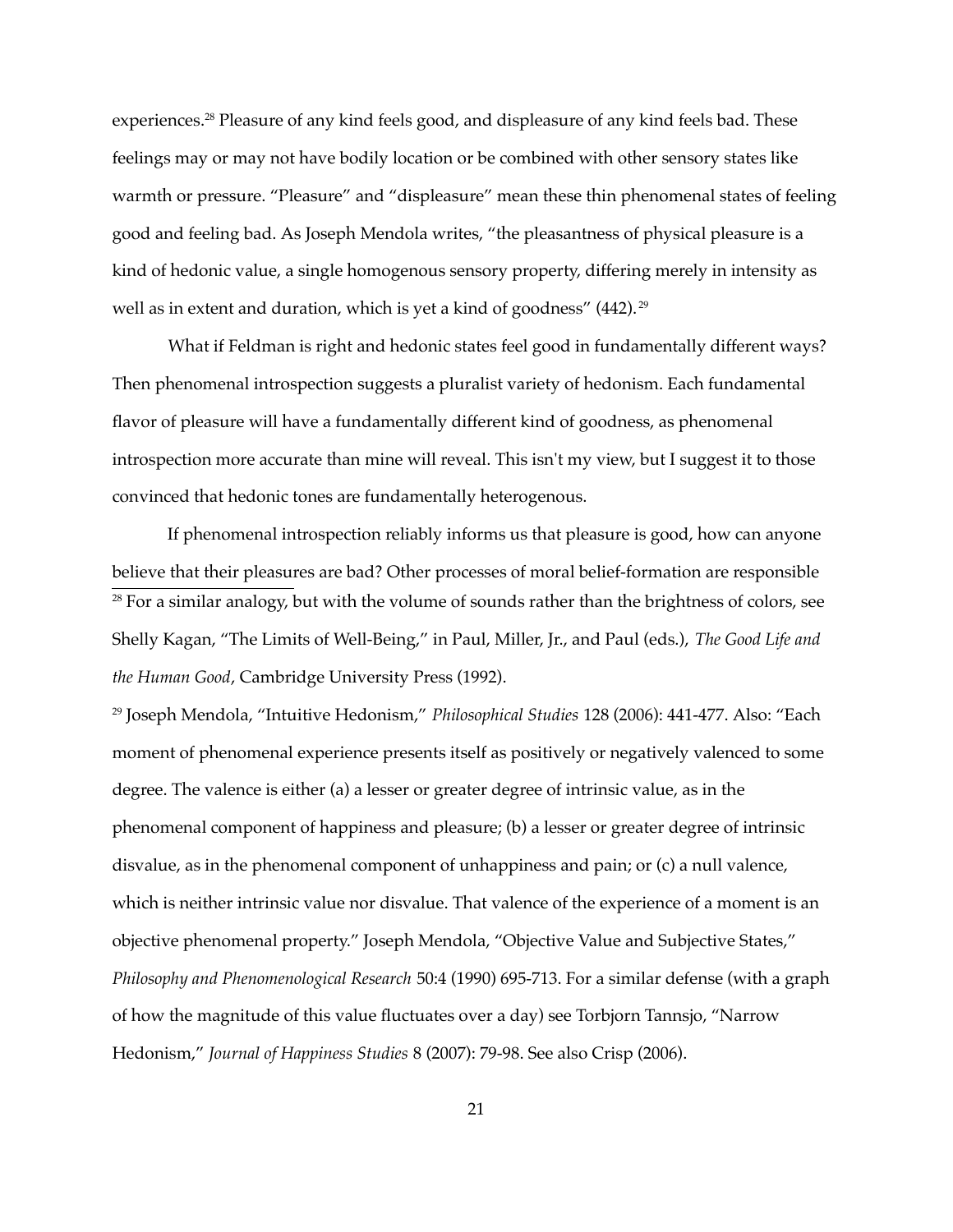experiences.[28] Pleasure of any kind feels good, and displeasure of any kind feels bad. These feelings may or may not have bodily location or be combined with other sensory states like warmth or pressure. "Pleasure" and "displeasure" mean these thin phenomenal states of feeling good and feeling bad. As Joseph Mendola writes, "the pleasantness of physical pleasure is a kind of hedonic value, a single homogenous sensory property, differing merely in intensity as well as in extent and duration, which is yet a kind of goodness" (442).[29]

What if Feldman is right and hedonic states feel good in fundamentally different ways? Then phenomenal introspection suggests a pluralist variety of hedonism. Each fundamental flavor of pleasure will have a fundamentally different kind of goodness, as phenomenal introspection more accurate than mine will reveal. This isn't my view, but I suggest it to those convinced that hedonic tones are fundamentally heterogenous.

If phenomenal introspection reliably informs us that pleasure is good, how can anyone believe that their pleasures are bad? Other processes of moral belief-formation are responsible

---

[28] For a similar analogy, but with the volume of sounds rather than the brightness of colors, see Shelly Kagan, "The Limits of Well-Being," in Paul, Miller, Jr., and Paul (eds.), *The Good Life and the Human Good*, Cambridge University Press (1992).

[29] Joseph Mendola, "Intuitive Hedonism," *Philosophical Studies* 128 (2006): 441-477. Also: "Each moment of phenomenal experience presents itself as positively or negatively valenced to some degree. The valence is either (a) a lesser or greater degree of intrinsic value, as in the phenomenal component of happiness and pleasure; (b) a lesser or greater degree of intrinsic disvalue, as in the phenomenal component of unhappiness and pain; or (c) a null valence, which is neither intrinsic value nor disvalue. That valence of the experience of a moment is an objective phenomenal property." Joseph Mendola, "Objective Value and Subjective States," *Philosophy and Phenomenological Research* 50:4 (1990) 695-713. For a similar defense (with a graph of how the magnitude of this value fluctuates over a day) see Torbjorn Tannsjo, "Narrow Hedonism," *Journal of Happiness Studies* 8 (2007): 79-98. See also Crisp (2006).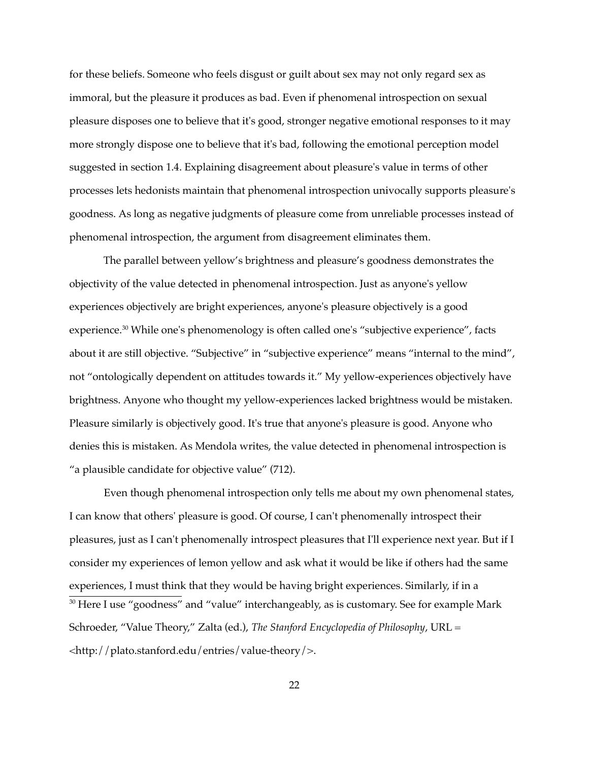for these beliefs. Someone who feels disgust or guilt about sex may not only regard sex as immoral, but the pleasure it produces as bad. Even if phenomenal introspection on sexual pleasure disposes one to believe that it's good, stronger negative emotional responses to it may more strongly dispose one to believe that it's bad, following the emotional perception model suggested in section 1.4. Explaining disagreement about pleasure's value in terms of other processes lets hedonists maintain that phenomenal introspection univocally supports pleasure's goodness. As long as negative judgments of pleasure come from unreliable processes instead of phenomenal introspection, the argument from disagreement eliminates them.

The parallel between yellow's brightness and pleasure's goodness demonstrates the objectivity of the value detected in phenomenal introspection. Just as anyone's yellow experiences objectively are bright experiences, anyone's pleasure objectively is a good experience.[30] While one's phenomenology is often called one's "subjective experience", facts about it are still objective. "Subjective" in "subjective experience" means "internal to the mind", not "ontologically dependent on attitudes towards it." My yellow-experiences objectively have brightness. Anyone who thought my yellow-experiences lacked brightness would be mistaken. Pleasure similarly is objectively good. It's true that anyone's pleasure is good. Anyone who denies this is mistaken. As Mendola writes, the value detected in phenomenal introspection is "a plausible candidate for objective value" (712).

Even though phenomenal introspection only tells me about my own phenomenal states, I can know that others' pleasure is good. Of course, I can't phenomenally introspect their pleasures, just as I can't phenomenally introspect pleasures that I'll experience next year. But if I consider my experiences of lemon yellow and ask what it would be like if others had the same experiences, I must think that they would be having bright experiences. Similarly, if in a

[30] Here I use "goodness" and "value" interchangeably, as is customary. See for example Mark Schroeder, "Value Theory," Zalta (ed.), *The Stanford Encyclopedia of Philosophy*, URL = <http://plato.stanford.edu/entries/value-theory/>.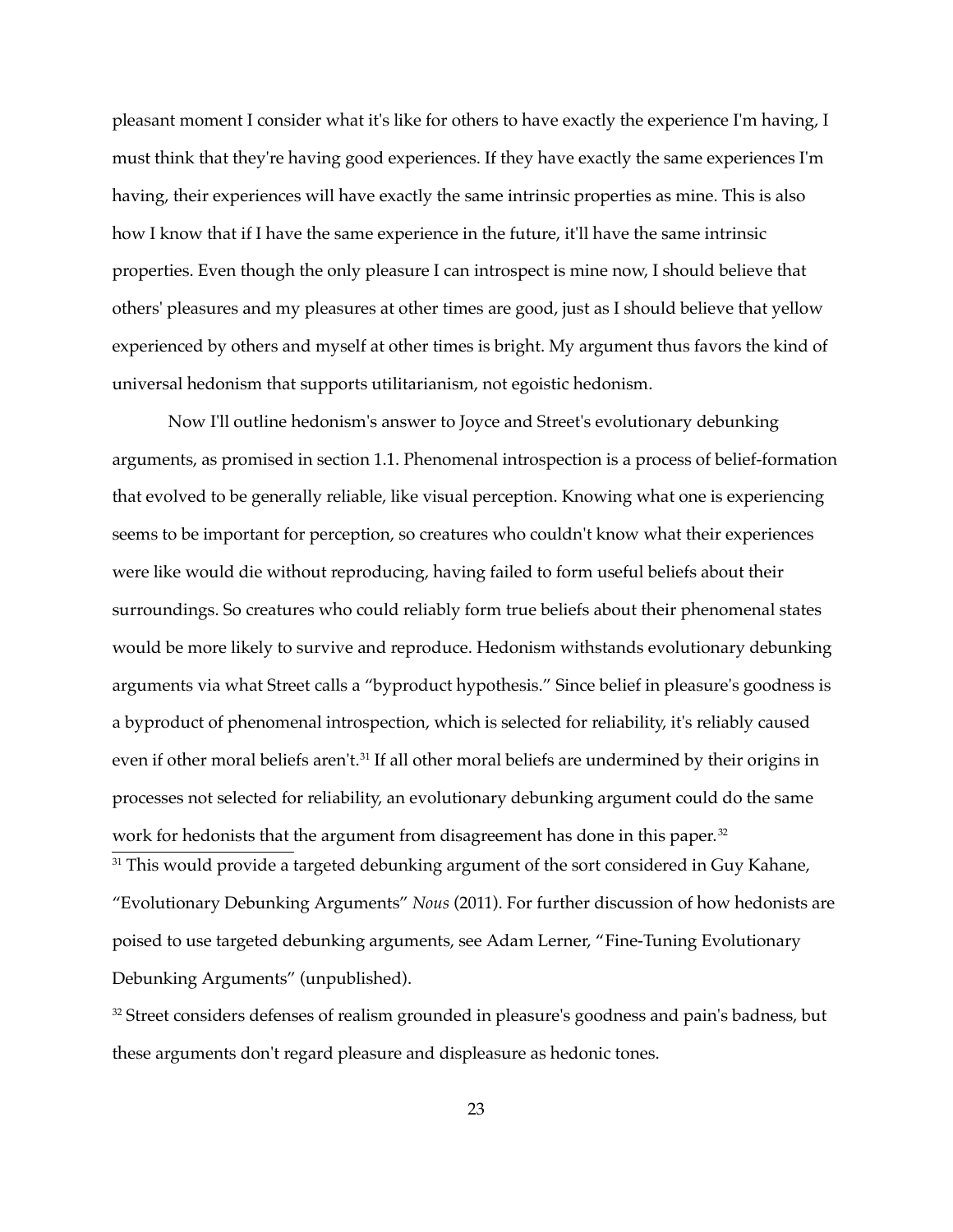pleasant moment I consider what it's like for others to have exactly the experience I'm having, I must think that they're having good experiences. If they have exactly the same experiences I'm having, their experiences will have exactly the same intrinsic properties as mine. This is also how I know that if I have the same experience in the future, it'll have the same intrinsic properties. Even though the only pleasure I can introspect is mine now, I should believe that others' pleasures and my pleasures at other times are good, just as I should believe that yellow experienced by others and myself at other times is bright. My argument thus favors the kind of universal hedonism that supports utilitarianism, not egoistic hedonism.

Now I'll outline hedonism's answer to Joyce and Street's evolutionary debunking arguments, as promised in section 1.1. Phenomenal introspection is a process of belief-formation that evolved to be generally reliable, like visual perception. Knowing what one is experiencing seems to be important for perception, so creatures who couldn't know what their experiences were like would die without reproducing, having failed to form useful beliefs about their surroundings. So creatures who could reliably form true beliefs about their phenomenal states would be more likely to survive and reproduce. Hedonism withstands evolutionary debunking arguments via what Street calls a "byproduct hypothesis." Since belief in pleasure's goodness is a byproduct of phenomenal introspection, which is selected for reliability, it's reliably caused even if other moral beliefs aren't.[31] If all other moral beliefs are undermined by their origins in processes not selected for reliability, an evolutionary debunking argument could do the same work for hedonists that the argument from disagreement has done in this paper.[32]

[31] This would provide a targeted debunking argument of the sort considered in Guy Kahane, "Evolutionary Debunking Arguments" *Nous* (2011). For further discussion of how hedonists are poised to use targeted debunking arguments, see Adam Lerner, "Fine-Tuning Evolutionary Debunking Arguments" (unpublished).

[32] Street considers defenses of realism grounded in pleasure's goodness and pain's badness, but these arguments don't regard pleasure and displeasure as hedonic tones.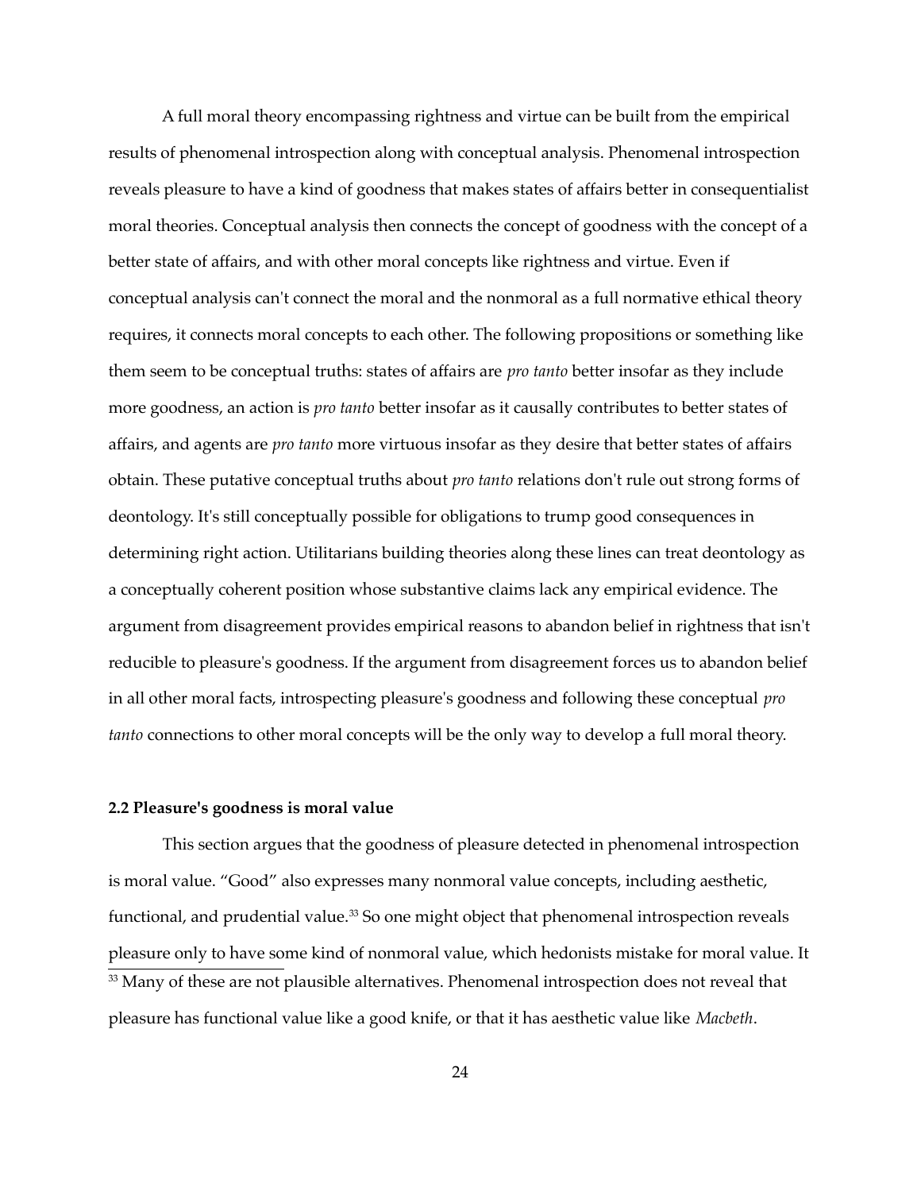A full moral theory encompassing rightness and virtue can be built from the empirical results of phenomenal introspection along with conceptual analysis. Phenomenal introspection reveals pleasure to have a kind of goodness that makes states of affairs better in consequentialist moral theories. Conceptual analysis then connects the concept of goodness with the concept of a better state of affairs, and with other moral concepts like rightness and virtue. Even if conceptual analysis can't connect the moral and the nonmoral as a full normative ethical theory requires, it connects moral concepts to each other. The following propositions or something like them seem to be conceptual truths: states of affairs are *pro tanto* better insofar as they include more goodness, an action is *pro tanto* better insofar as it causally contributes to better states of affairs, and agents are *pro tanto* more virtuous insofar as they desire that better states of affairs obtain. These putative conceptual truths about *pro tanto* relations don't rule out strong forms of deontology. It's still conceptually possible for obligations to trump good consequences in determining right action. Utilitarians building theories along these lines can treat deontology as a conceptually coherent position whose substantive claims lack any empirical evidence. The argument from disagreement provides empirical reasons to abandon belief in rightness that isn't reducible to pleasure's goodness. If the argument from disagreement forces us to abandon belief in all other moral facts, introspecting pleasure's goodness and following these conceptual *pro tanto* connections to other moral concepts will be the only way to develop a full moral theory.

### 2.2 Pleasure's goodness is moral value

This section argues that the goodness of pleasure detected in phenomenal introspection is moral value. "Good" also expresses many nonmoral value concepts, including aesthetic, functional, and prudential value.[33] So one might object that phenomenal introspection reveals pleasure only to have some kind of nonmoral value, which hedonists mistake for moral value. It

[33] Many of these are not plausible alternatives. Phenomenal introspection does not reveal that pleasure has functional value like a good knife, or that it has aesthetic value like *Macbeth*.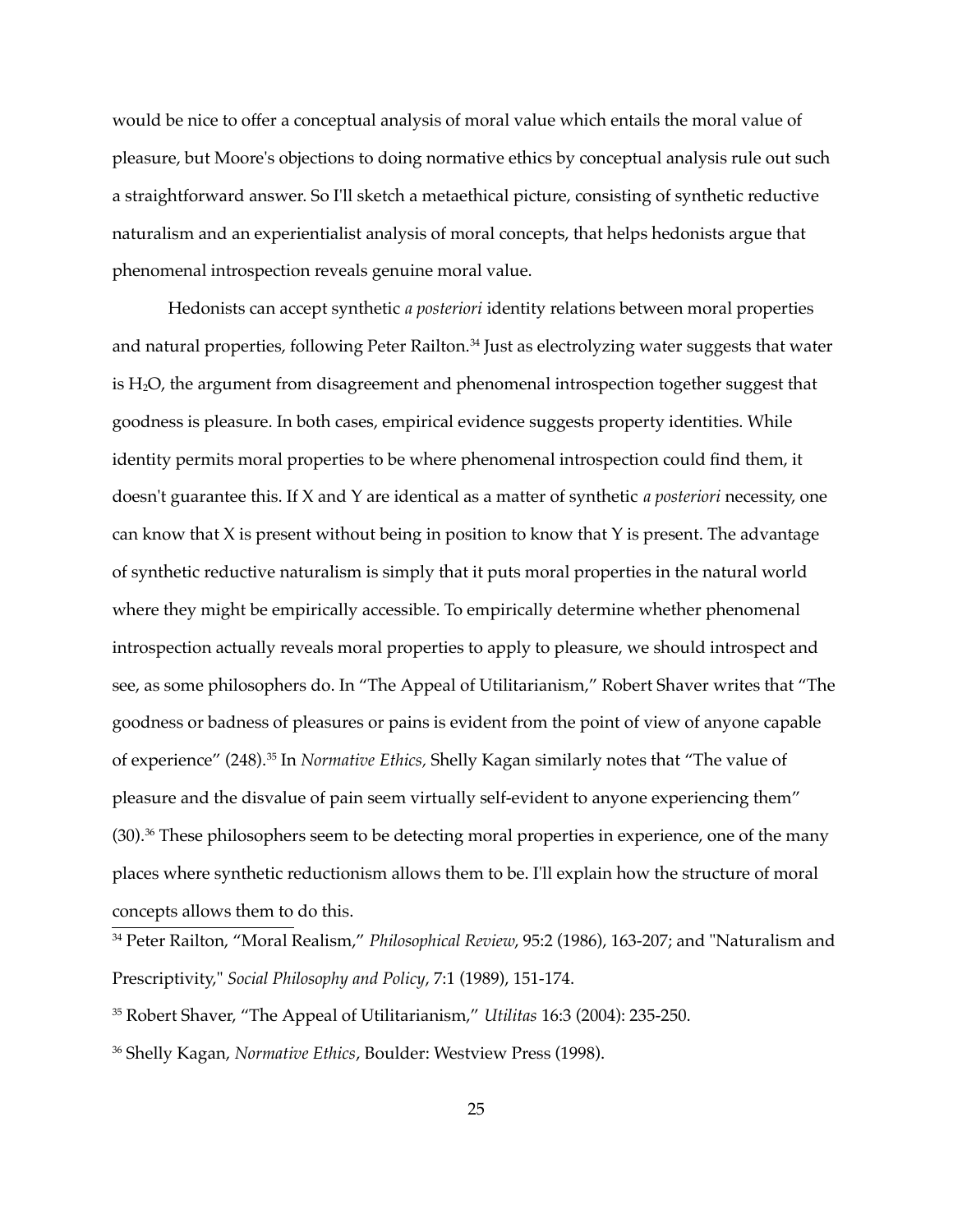would be nice to offer a conceptual analysis of moral value which entails the moral value of pleasure, but Moore's objections to doing normative ethics by conceptual analysis rule out such a straightforward answer. So I'll sketch a metaethical picture, consisting of synthetic reductive naturalism and an experientialist analysis of moral concepts, that helps hedonists argue that phenomenal introspection reveals genuine moral value.

Hedonists can accept synthetic *a posteriori* identity relations between moral properties and natural properties, following Peter Railton.[34] Just as electrolyzing water suggests that water is $H_2O$, the argument from disagreement and phenomenal introspection together suggest that goodness is pleasure. In both cases, empirical evidence suggests property identities. While identity permits moral properties to be where phenomenal introspection could find them, it doesn't guarantee this. If X and Y are identical as a matter of synthetic *a posteriori* necessity, one can know that X is present without being in position to know that Y is present. The advantage of synthetic reductive naturalism is simply that it puts moral properties in the natural world where they might be empirically accessible. To empirically determine whether phenomenal introspection actually reveals moral properties to apply to pleasure, we should introspect and see, as some philosophers do. In "The Appeal of Utilitarianism," Robert Shaver writes that "The goodness or badness of pleasures or pains is evident from the point of view of anyone capable of experience" (248).[35] In *Normative Ethics*, Shelly Kagan similarly notes that "The value of pleasure and the disvalue of pain seem virtually self-evident to anyone experiencing them" (30).[36] These philosophers seem to be detecting moral properties in experience, one of the many places where synthetic reductionism allows them to be. I'll explain how the structure of moral concepts allows them to do this.

[34] Peter Railton, "Moral Realism," *Philosophical Review*, 95:2 (1986), 163-207; and "Naturalism and Prescriptivity," *Social Philosophy and Policy*, 7:1 (1989), 151-174.

[35] Robert Shaver, "The Appeal of Utilitarianism," *Utilitas* 16:3 (2004): 235-250.

[36] Shelly Kagan, *Normative Ethics*, Boulder: Westview Press (1998).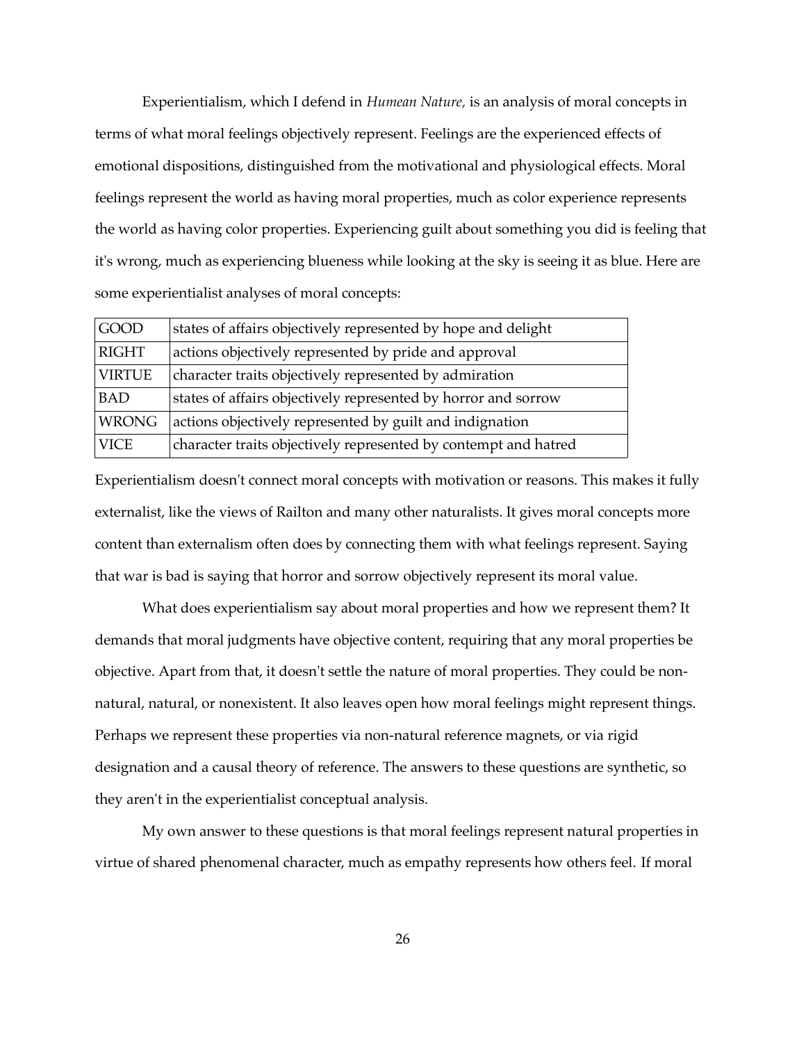Experientialism, which I defend in *Humean Nature,* is an analysis of moral concepts in terms of what moral feelings objectively represent. Feelings are the experienced effects of emotional dispositions, distinguished from the motivational and physiological effects. Moral feelings represent the world as having moral properties, much as color experience represents the world as having color properties. Experiencing guilt about something you did is feeling that it's wrong, much as experiencing blueness while looking at the sky is seeing it as blue. Here are some experientialist analyses of moral concepts:

| | |
|---|---|
| GOOD | states of affairs objectively represented by hope and delight |
| RIGHT | actions objectively represented by pride and approval |
| VIRTUE | character traits objectively represented by admiration |
| BAD | states of affairs objectively represented by horror and sorrow |
| WRONG | actions objectively represented by guilt and indignation |
| VICE | character traits objectively represented by contempt and hatred |

Experientialism doesn't connect moral concepts with motivation or reasons. This makes it fully externalist, like the views of Railton and many other naturalists. It gives moral concepts more content than externalism often does by connecting them with what feelings represent. Saying that war is bad is saying that horror and sorrow objectively represent its moral value.

What does experientialism say about moral properties and how we represent them? It demands that moral judgments have objective content, requiring that any moral properties be objective. Apart from that, it doesn't settle the nature of moral properties. They could be non-natural, natural, or nonexistent. It also leaves open how moral feelings might represent things. Perhaps we represent these properties via non-natural reference magnets, or via rigid designation and a causal theory of reference. The answers to these questions are synthetic, so they aren't in the experientialist conceptual analysis.

My own answer to these questions is that moral feelings represent natural properties in virtue of shared phenomenal character, much as empathy represents how others feel. If moral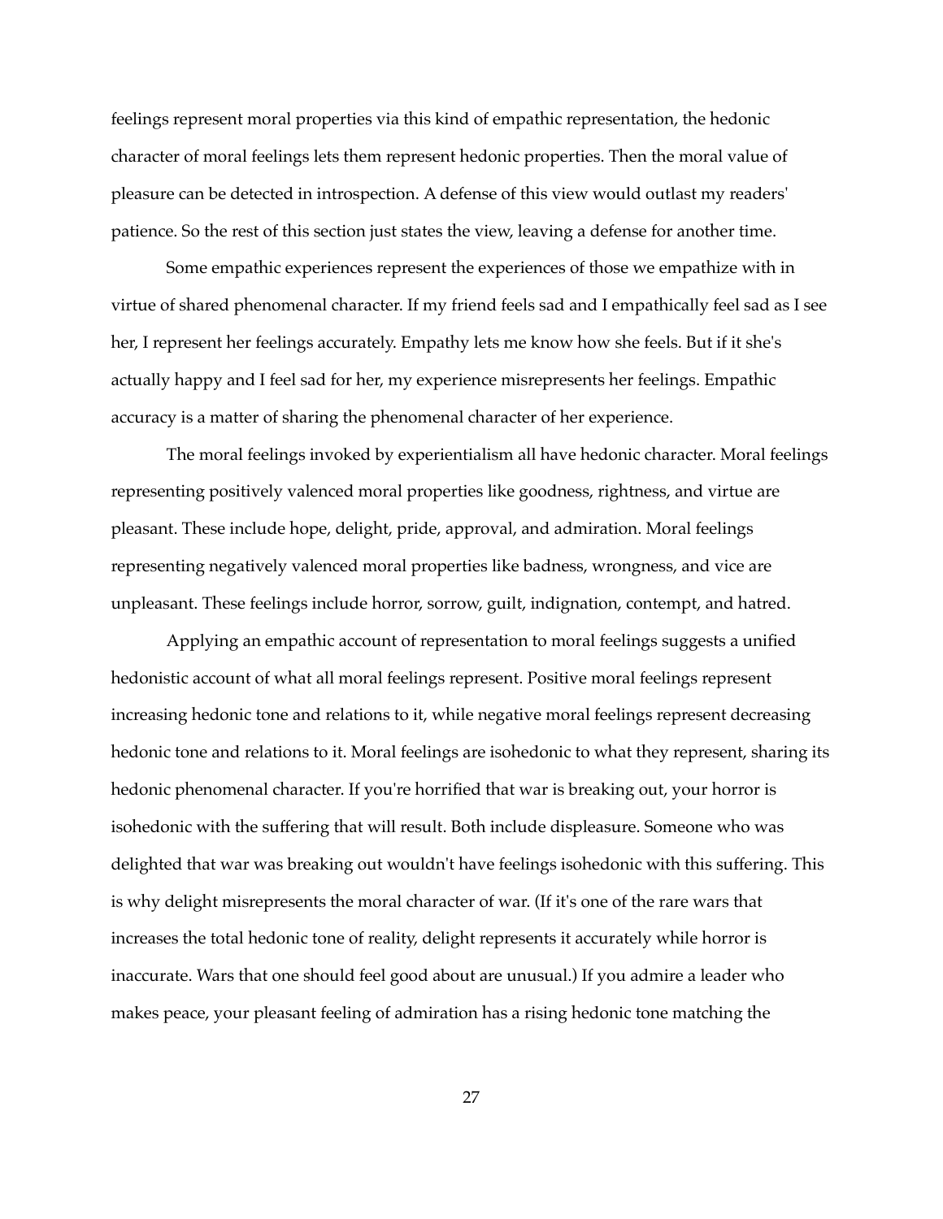feelings represent moral properties via this kind of empathic representation, the hedonic character of moral feelings lets them represent hedonic properties. Then the moral value of pleasure can be detected in introspection. A defense of this view would outlast my readers' patience. So the rest of this section just states the view, leaving a defense for another time.

Some empathic experiences represent the experiences of those we empathize with in virtue of shared phenomenal character. If my friend feels sad and I empathically feel sad as I see her, I represent her feelings accurately. Empathy lets me know how she feels. But if it she's actually happy and I feel sad for her, my experience misrepresents her feelings. Empathic accuracy is a matter of sharing the phenomenal character of her experience.

The moral feelings invoked by experientialism all have hedonic character. Moral feelings representing positively valenced moral properties like goodness, rightness, and virtue are pleasant. These include hope, delight, pride, approval, and admiration. Moral feelings representing negatively valenced moral properties like badness, wrongness, and vice are unpleasant. These feelings include horror, sorrow, guilt, indignation, contempt, and hatred.

Applying an empathic account of representation to moral feelings suggests a unified hedonistic account of what all moral feelings represent. Positive moral feelings represent increasing hedonic tone and relations to it, while negative moral feelings represent decreasing hedonic tone and relations to it. Moral feelings are isohedonic to what they represent, sharing its hedonic phenomenal character. If you're horrified that war is breaking out, your horror is isohedonic with the suffering that will result. Both include displeasure. Someone who was delighted that war was breaking out wouldn't have feelings isohedonic with this suffering. This is why delight misrepresents the moral character of war. (If it's one of the rare wars that increases the total hedonic tone of reality, delight represents it accurately while horror is inaccurate. Wars that one should feel good about are unusual.) If you admire a leader who makes peace, your pleasant feeling of admiration has a rising hedonic tone matching the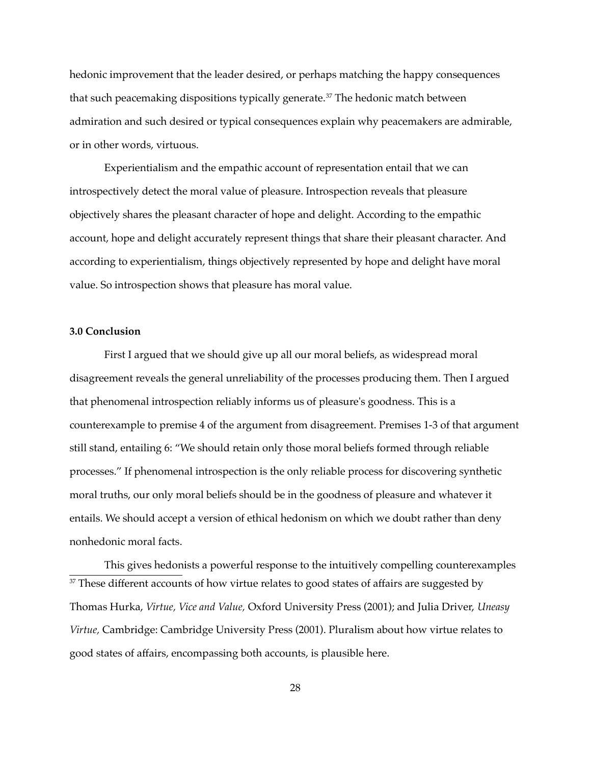hedonic improvement that the leader desired, or perhaps matching the happy consequences that such peacemaking dispositions typically generate.[37] The hedonic match between admiration and such desired or typical consequences explain why peacemakers are admirable, or in other words, virtuous.

Experientialism and the empathic account of representation entail that we can introspectively detect the moral value of pleasure. Introspection reveals that pleasure objectively shares the pleasant character of hope and delight. According to the empathic account, hope and delight accurately represent things that share their pleasant character. And according to experientialism, things objectively represented by hope and delight have moral value. So introspection shows that pleasure has moral value.

**3.0 Conclusion**

First I argued that we should give up all our moral beliefs, as widespread moral disagreement reveals the general unreliability of the processes producing them. Then I argued that phenomenal introspection reliably informs us of pleasure's goodness. This is a counterexample to premise 4 of the argument from disagreement. Premises 1-3 of that argument still stand, entailing 6: "We should retain only those moral beliefs formed through reliable processes." If phenomenal introspection is the only reliable process for discovering synthetic moral truths, our only moral beliefs should be in the goodness of pleasure and whatever it entails. We should accept a version of ethical hedonism on which we doubt rather than deny nonhedonic moral facts.

This gives hedonists a powerful response to the intuitively compelling counterexamples

[37] These different accounts of how virtue relates to good states of affairs are suggested by Thomas Hurka, *Virtue, Vice and Value,* Oxford University Press (2001); and Julia Driver, *Uneasy Virtue,* Cambridge: Cambridge University Press (2001). Pluralism about how virtue relates to good states of affairs, encompassing both accounts, is plausible here.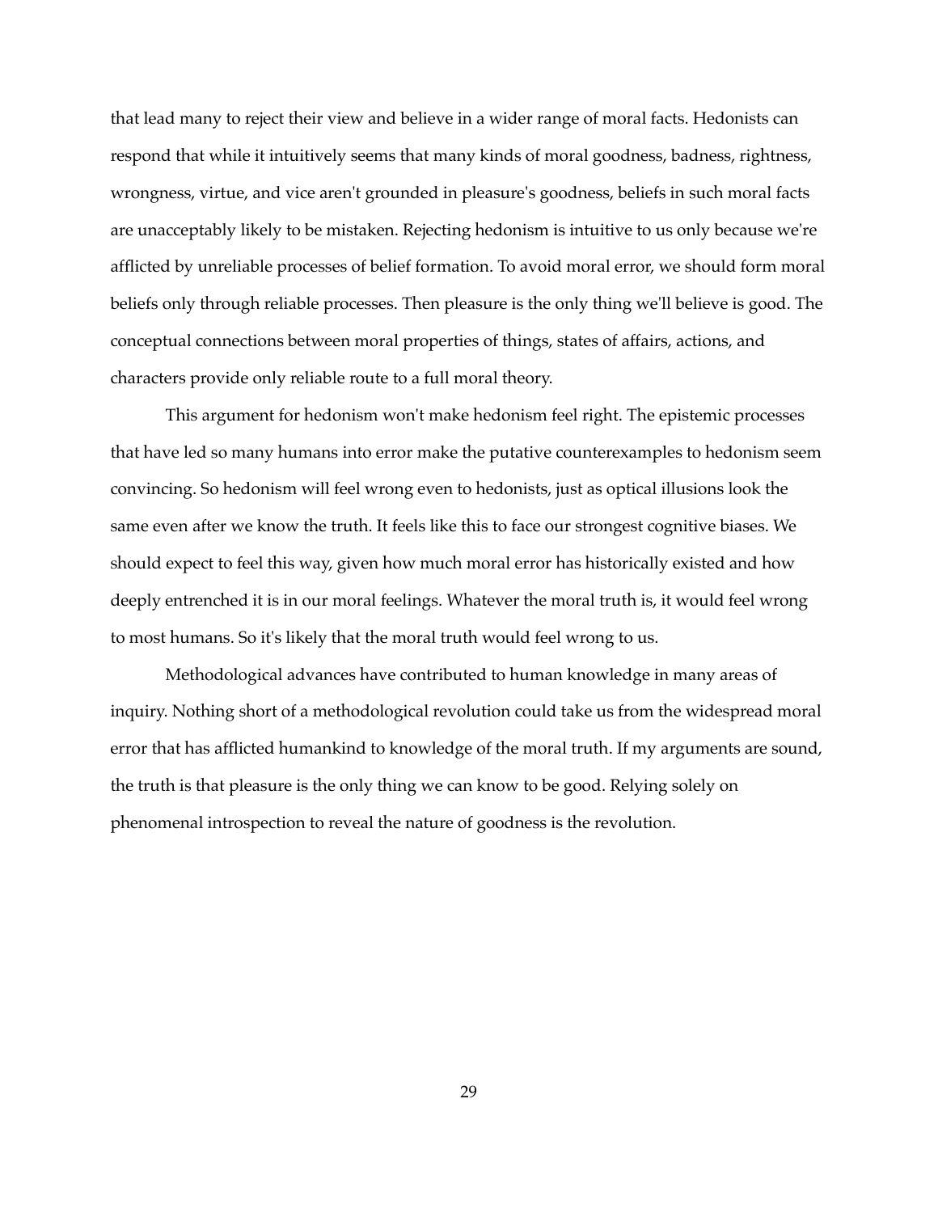that lead many to reject their view and believe in a wider range of moral facts. Hedonists can respond that while it intuitively seems that many kinds of moral goodness, badness, rightness, wrongness, virtue, and vice aren't grounded in pleasure's goodness, beliefs in such moral facts are unacceptably likely to be mistaken. Rejecting hedonism is intuitive to us only because we're afflicted by unreliable processes of belief formation. To avoid moral error, we should form moral beliefs only through reliable processes. Then pleasure is the only thing we'll believe is good. The conceptual connections between moral properties of things, states of affairs, actions, and characters provide only reliable route to a full moral theory.

This argument for hedonism won't make hedonism feel right. The epistemic processes that have led so many humans into error make the putative counterexamples to hedonism seem convincing. So hedonism will feel wrong even to hedonists, just as optical illusions look the same even after we know the truth. It feels like this to face our strongest cognitive biases. We should expect to feel this way, given how much moral error has historically existed and how deeply entrenched it is in our moral feelings. Whatever the moral truth is, it would feel wrong to most humans. So it's likely that the moral truth would feel wrong to us.

Methodological advances have contributed to human knowledge in many areas of inquiry. Nothing short of a methodological revolution could take us from the widespread moral error that has afflicted humankind to knowledge of the moral truth. If my arguments are sound, the truth is that pleasure is the only thing we can know to be good. Relying solely on phenomenal introspection to reveal the nature of goodness is the revolution.